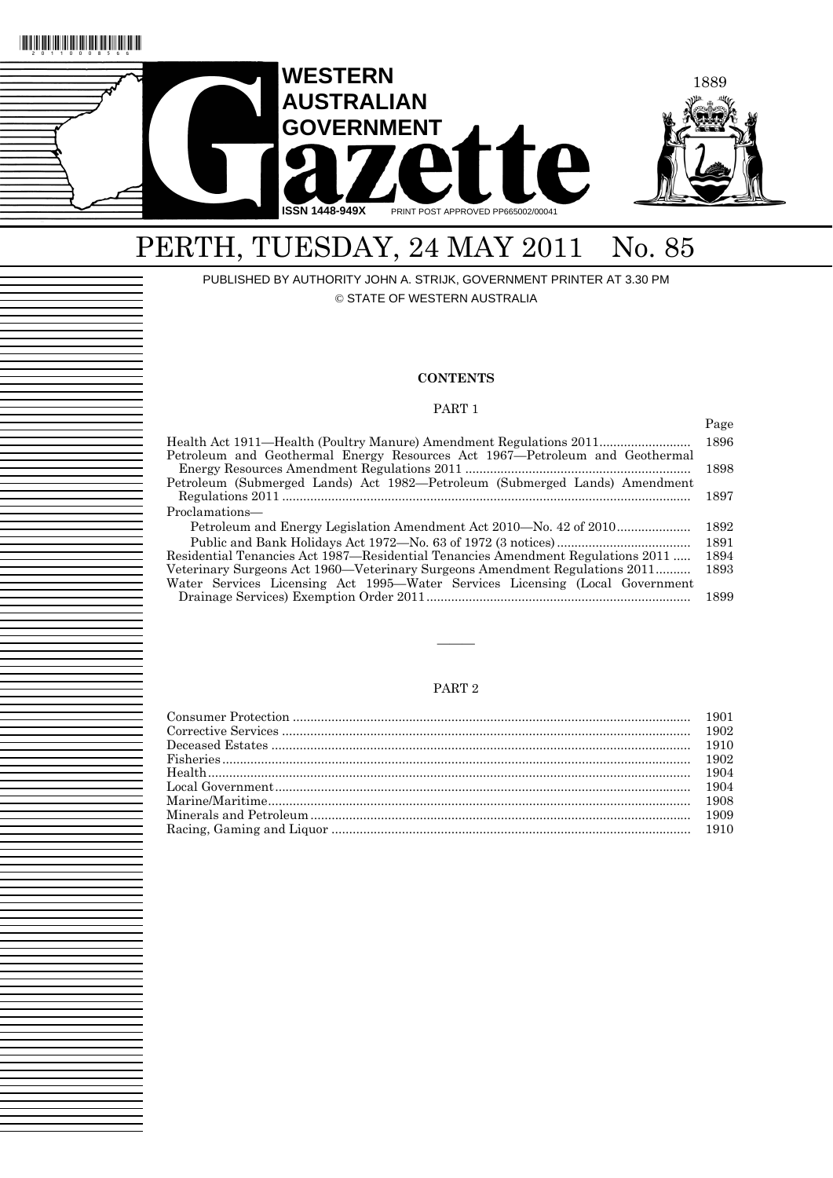# WESTERN AUSTRALIAN GOVERNMENT Gazette

ISSN 1448-949X PRINT POST APPROVED PP665002/00041

# PERTH, TUESDAY, 24 MAY 2011 No. 85

PUBLISHED BY AUTHORITY JOHN A. STRIJK, GOVERNMENT PRINTER AT 3.30 PM

© STATE OF WESTERN AUSTRALIA

## CONTENTS

### PART 1

| | Page |
|---|---|
| Health Act 1911—Health (Poultry Manure) Amendment Regulations 2011 | 1896 |
| Petroleum and Geothermal Energy Resources Act 1967—Petroleum and Geothermal Energy Resources Amendment Regulations 2011 | 1898 |
| Petroleum (Submerged Lands) Act 1982—Petroleum (Submerged Lands) Amendment Regulations 2011 | 1897 |
| Proclamations— | |
| Petroleum and Energy Legislation Amendment Act 2010—No. 42 of 2010 | 1892 |
| Public and Bank Holidays Act 1972—No. 63 of 1972 (3 notices) | 1891 |
| Residential Tenancies Act 1987—Residential Tenancies Amendment Regulations 2011 | 1894 |
| Veterinary Surgeons Act 1960—Veterinary Surgeons Amendment Regulations 2011 | 1893 |
| Water Services Licensing Act 1995—Water Services Licensing (Local Government Drainage Services) Exemption Order 2011 | 1899 |

---

### PART 2

| | |
|---|---|
| Consumer Protection | 1901 |
| Corrective Services | 1902 |
| Deceased Estates | 1910 |
| Fisheries | 1902 |
| Health | 1904 |
| Local Government | 1904 |
| Marine/Maritime | 1908 |
| Minerals and Petroleum | 1909 |
| Racing, Gaming and Liquor | 1910 |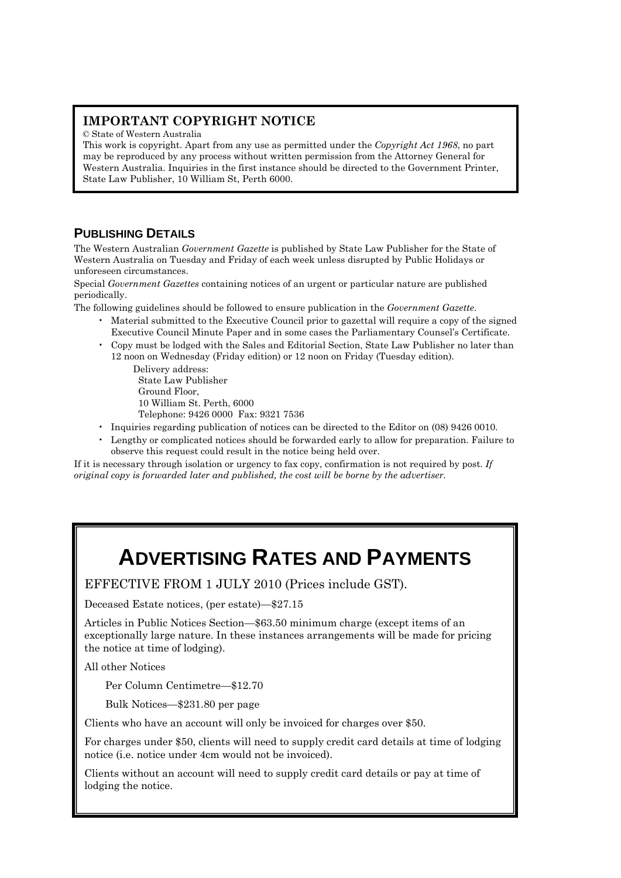## IMPORTANT COPYRIGHT NOTICE

© State of Western Australia

This work is copyright. Apart from any use as permitted under the *Copyright Act 1968*, no part may be reproduced by any process without written permission from the Attorney General for Western Australia. Inquiries in the first instance should be directed to the Government Printer, State Law Publisher, 10 William St, Perth 6000.

## PUBLISHING DETAILS

The Western Australian *Government Gazette* is published by State Law Publisher for the State of Western Australia on Tuesday and Friday of each week unless disrupted by Public Holidays or unforeseen circumstances.

Special *Government Gazettes* containing notices of an urgent or particular nature are published periodically.

The following guidelines should be followed to ensure publication in the *Government Gazette*.

- Material submitted to the Executive Council prior to gazettal will require a copy of the signed Executive Council Minute Paper and in some cases the Parliamentary Counsel's Certificate.
- Copy must be lodged with the Sales and Editorial Section, State Law Publisher no later than 12 noon on Wednesday (Friday edition) or 12 noon on Friday (Tuesday edition).

  Delivery address:  
  State Law Publisher  
  Ground Floor,  
  10 William St. Perth, 6000  
  Telephone: 9426 0000 Fax: 9321 7536
- Inquiries regarding publication of notices can be directed to the Editor on (08) 9426 0010.
- Lengthy or complicated notices should be forwarded early to allow for preparation. Failure to observe this request could result in the notice being held over.

If it is necessary through isolation or urgency to fax copy, confirmation is not required by post. *If original copy is forwarded later and published, the cost will be borne by the advertiser.*

# ADVERTISING RATES AND PAYMENTS

EFFECTIVE FROM 1 JULY 2010 (Prices include GST).

Deceased Estate notices, (per estate)—$27.15

Articles in Public Notices Section—$63.50 minimum charge (except items of an exceptionally large nature. In these instances arrangements will be made for pricing the notice at time of lodging).

All other Notices

Per Column Centimetre—$12.70

Bulk Notices—$231.80 per page

Clients who have an account will only be invoiced for charges over $50.

For charges under $50, clients will need to supply credit card details at time of lodging notice (i.e. notice under 4cm would not be invoiced).

Clients without an account will need to supply credit card details or pay at time of lodging the notice.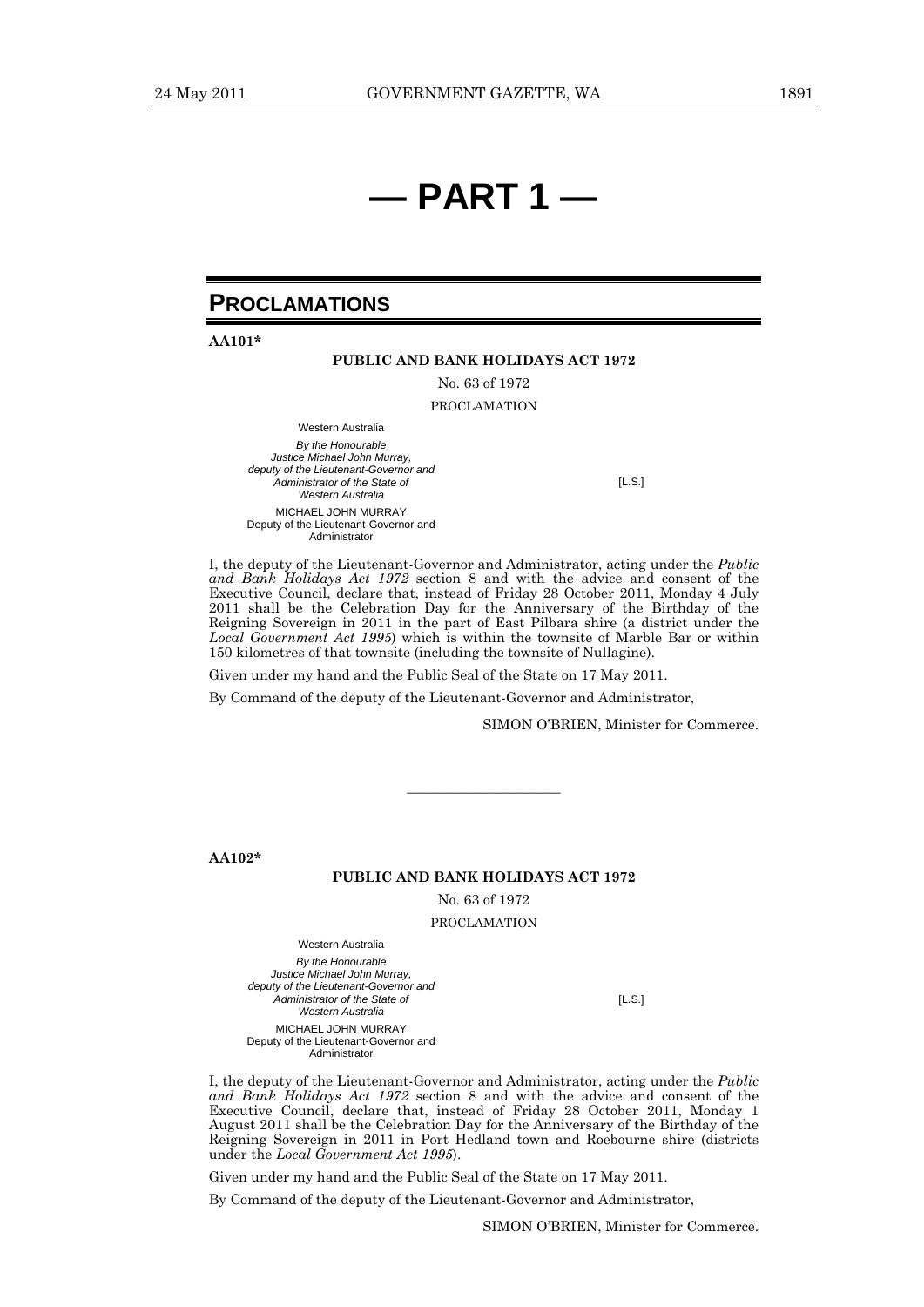# — PART 1 —

## PROCLAMATIONS

**AA101***

**PUBLIC AND BANK HOLIDAYS ACT 1972**

No. 63 of 1972

PROCLAMATION

Western Australia

*By the Honourable Justice Michael John Murray, deputy of the Lieutenant-Governor and Administrator of the State of Western Australia*

[L.S.]

MICHAEL JOHN MURRAY
Deputy of the Lieutenant-Governor and Administrator

I, the deputy of the Lieutenant-Governor and Administrator, acting under the *Public and Bank Holidays Act 1972* section 8 and with the advice and consent of the Executive Council, declare that, instead of Friday 28 October 2011, Monday 4 July 2011 shall be the Celebration Day for the Anniversary of the Birthday of the Reigning Sovereign in 2011 in the part of East Pilbara shire (a district under the *Local Government Act 1995*) which is within the townsite of Marble Bar or within 150 kilometres of that townsite (including the townsite of Nullagine).

Given under my hand and the Public Seal of the State on 17 May 2011.

By Command of the deputy of the Lieutenant-Governor and Administrator,

SIMON O'BRIEN, Minister for Commerce.

---

**AA102***

**PUBLIC AND BANK HOLIDAYS ACT 1972**

No. 63 of 1972

PROCLAMATION

Western Australia

*By the Honourable Justice Michael John Murray, deputy of the Lieutenant-Governor and Administrator of the State of Western Australia*

[L.S.]

MICHAEL JOHN MURRAY
Deputy of the Lieutenant-Governor and Administrator

I, the deputy of the Lieutenant-Governor and Administrator, acting under the *Public and Bank Holidays Act 1972* section 8 and with the advice and consent of the Executive Council, declare that, instead of Friday 28 October 2011, Monday 1 August 2011 shall be the Celebration Day for the Anniversary of the Birthday of the Reigning Sovereign in 2011 in Port Hedland town and Roebourne shire (districts under the *Local Government Act 1995*).

Given under my hand and the Public Seal of the State on 17 May 2011.

By Command of the deputy of the Lieutenant-Governor and Administrator,

SIMON O'BRIEN, Minister for Commerce.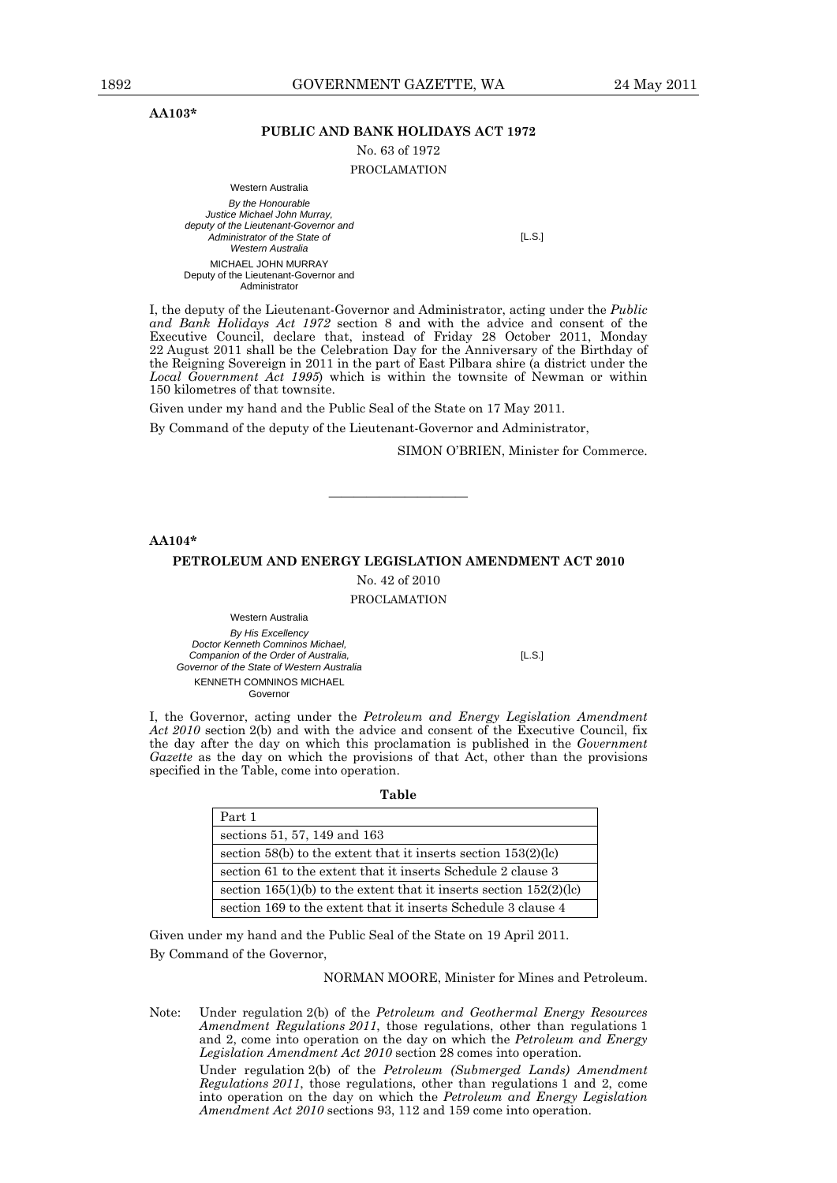**AA103***

## PUBLIC AND BANK HOLIDAYS ACT 1972

No. 63 of 1972

PROCLAMATION

Western Australia

*By the Honourable Justice Michael John Murray, deputy of the Lieutenant-Governor and Administrator of the State of Western Australia*

[L.S.]

MICHAEL JOHN MURRAY
Deputy of the Lieutenant-Governor and Administrator

I, the deputy of the Lieutenant-Governor and Administrator, acting under the *Public and Bank Holidays Act 1972* section 8 and with the advice and consent of the Executive Council, declare that, instead of Friday 28 October 2011, Monday 22 August 2011 shall be the Celebration Day for the Anniversary of the Birthday of the Reigning Sovereign in 2011 in the part of East Pilbara shire (a district under the *Local Government Act 1995*) which is within the townsite of Newman or within 150 kilometres of that townsite.

Given under my hand and the Public Seal of the State on 17 May 2011.

By Command of the deputy of the Lieutenant-Governor and Administrator,

SIMON O'BRIEN, Minister for Commerce.

---

**AA104***

## PETROLEUM AND ENERGY LEGISLATION AMENDMENT ACT 2010

No. 42 of 2010

PROCLAMATION

Western Australia

*By His Excellency Doctor Kenneth Comninos Michael, Companion of the Order of Australia, Governor of the State of Western Australia*

[L.S.]

KENNETH COMNINOS MICHAEL
Governor

I, the Governor, acting under the *Petroleum and Energy Legislation Amendment Act 2010* section 2(b) and with the advice and consent of the Executive Council, fix the day after the day on which this proclamation is published in the *Government Gazette* as the day on which the provisions of that Act, other than the provisions specified in the Table, come into operation.

**Table**

| |
|---|
| Part 1 |
| sections 51, 57, 149 and 163 |
| section 58(b) to the extent that it inserts section 153(2)(lc) |
| section 61 to the extent that it inserts Schedule 2 clause 3 |
| section 165(1)(b) to the extent that it inserts section 152(2)(lc) |
| section 169 to the extent that it inserts Schedule 3 clause 4 |

Given under my hand and the Public Seal of the State on 19 April 2011.

By Command of the Governor,

NORMAN MOORE, Minister for Mines and Petroleum.

Note: Under regulation 2(b) of the *Petroleum and Geothermal Energy Resources Amendment Regulations 2011*, those regulations, other than regulations 1 and 2, come into operation on the day on which the *Petroleum and Energy Legislation Amendment Act 2010* section 28 comes into operation.

Under regulation 2(b) of the *Petroleum (Submerged Lands) Amendment Regulations 2011*, those regulations, other than regulations 1 and 2, come into operation on the day on which the *Petroleum and Energy Legislation Amendment Act 2010* sections 93, 112 and 159 come into operation.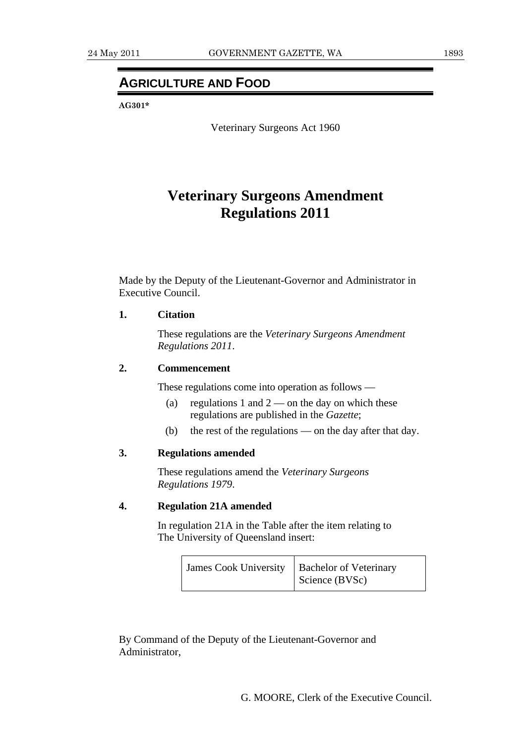## AGRICULTURE AND FOOD

**AG301***

Veterinary Surgeons Act 1960

# Veterinary Surgeons Amendment Regulations 2011

Made by the Deputy of the Lieutenant-Governor and Administrator in Executive Council.

**1. Citation**

These regulations are the *Veterinary Surgeons Amendment Regulations 2011*.

**2. Commencement**

These regulations come into operation as follows —

(a) regulations 1 and 2 — on the day on which these regulations are published in the *Gazette*;

(b) the rest of the regulations — on the day after that day.

**3. Regulations amended**

These regulations amend the *Veterinary Surgeons Regulations 1979*.

**4. Regulation 21A amended**

In regulation 21A in the Table after the item relating to The University of Queensland insert:

| | |
|---|---|
| James Cook University | Bachelor of Veterinary Science (BVSc) |

By Command of the Deputy of the Lieutenant-Governor and Administrator,

G. MOORE, Clerk of the Executive Council.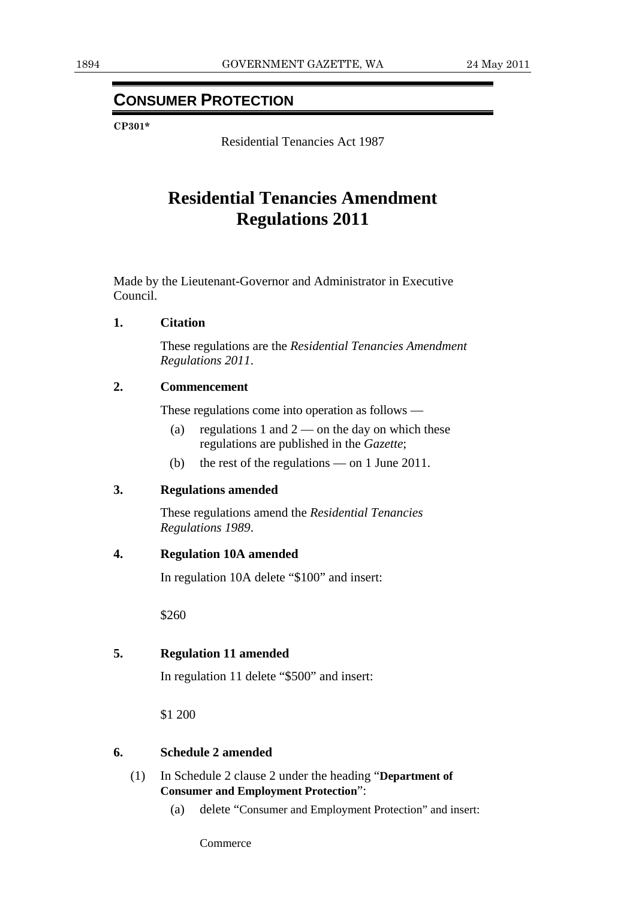## CONSUMER PROTECTION

**CP301***

Residential Tenancies Act 1987

# Residential Tenancies Amendment Regulations 2011

Made by the Lieutenant-Governor and Administrator in Executive Council.

**1. Citation**

These regulations are the *Residential Tenancies Amendment Regulations 2011*.

**2. Commencement**

These regulations come into operation as follows —

(a) regulations 1 and 2 — on the day on which these regulations are published in the *Gazette*;

(b) the rest of the regulations — on 1 June 2011.

**3. Regulations amended**

These regulations amend the *Residential Tenancies Regulations 1989*.

**4. Regulation 10A amended**

In regulation 10A delete "$100" and insert:

$260

**5. Regulation 11 amended**

In regulation 11 delete "$500" and insert:

$1 200

**6. Schedule 2 amended**

(1) In Schedule 2 clause 2 under the heading "**Department of Consumer and Employment Protection**":

(a) delete "Consumer and Employment Protection" and insert:

Commerce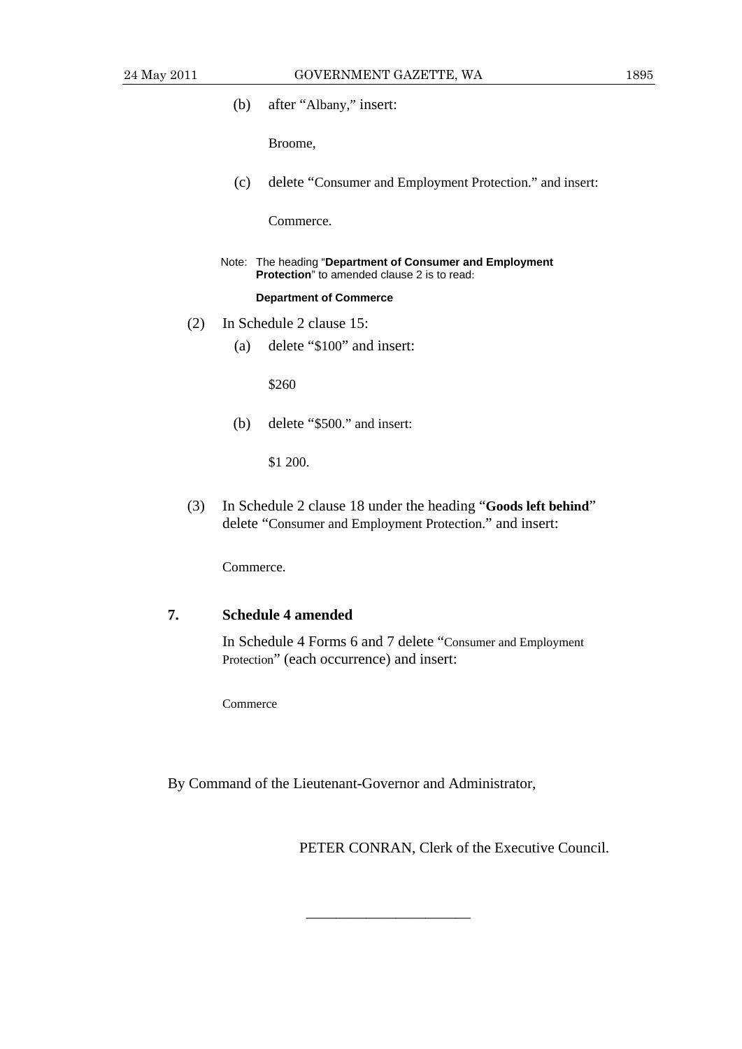(b) after "Albany," insert:

Broome,

(c) delete "Consumer and Employment Protection." and insert:

Commerce.

Note: The heading "**Department of Consumer and Employment Protection**" to amended clause 2 is to read:

**Department of Commerce**

(2) In Schedule 2 clause 15:

(a) delete "$100" and insert:

$260

(b) delete "$500." and insert:

$1 200.

(3) In Schedule 2 clause 18 under the heading "**Goods left behind**" delete "Consumer and Employment Protection." and insert:

Commerce.

### 7. Schedule 4 amended

In Schedule 4 Forms 6 and 7 delete "Consumer and Employment Protection" (each occurrence) and insert:

Commerce

By Command of the Lieutenant-Governor and Administrator,

PETER CONRAN, Clerk of the Executive Council.

---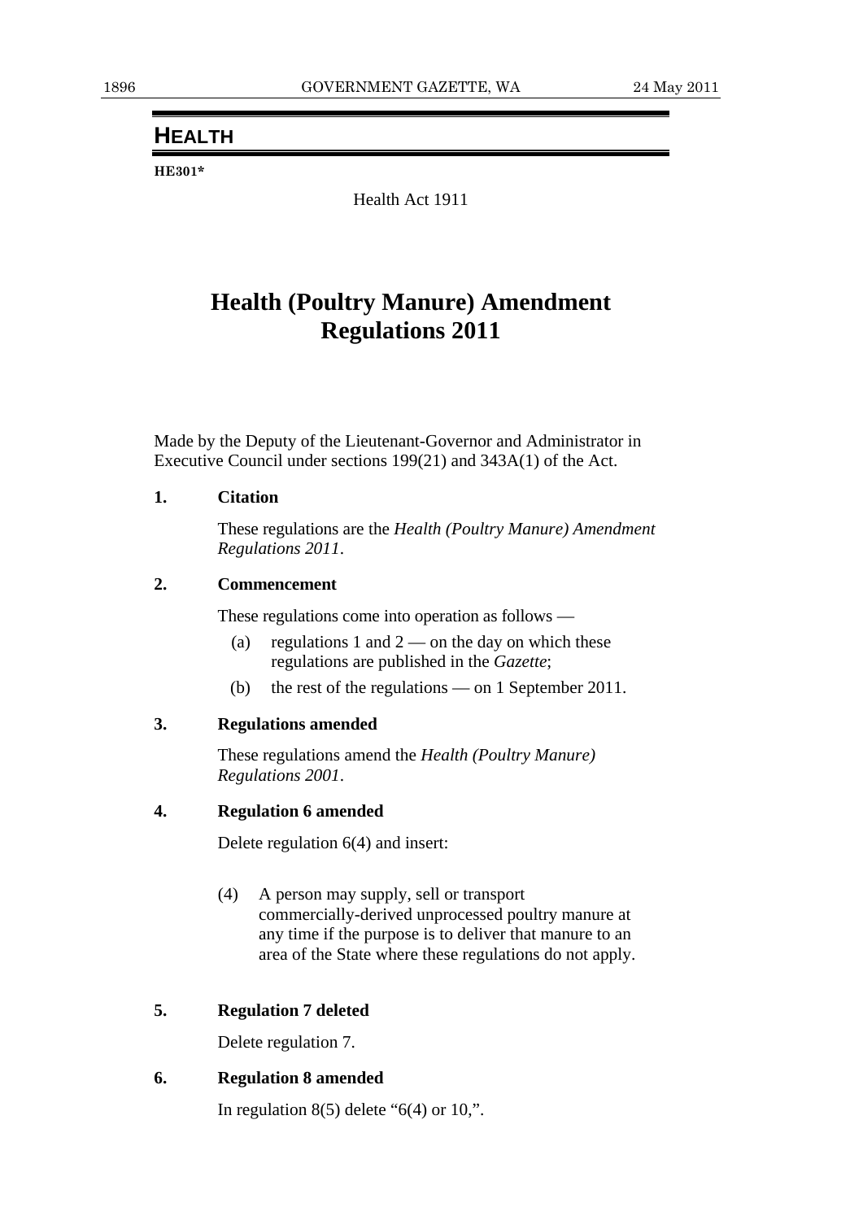# HEALTH

**HE301***

Health Act 1911

# Health (Poultry Manure) Amendment Regulations 2011

Made by the Deputy of the Lieutenant-Governor and Administrator in Executive Council under sections 199(21) and 343A(1) of the Act.

**1. Citation**

These regulations are the *Health (Poultry Manure) Amendment Regulations 2011*.

**2. Commencement**

These regulations come into operation as follows —

(a) regulations 1 and 2 — on the day on which these regulations are published in the *Gazette*;

(b) the rest of the regulations — on 1 September 2011.

**3. Regulations amended**

These regulations amend the *Health (Poultry Manure) Regulations 2001*.

**4. Regulation 6 amended**

Delete regulation 6(4) and insert:

(4) A person may supply, sell or transport commercially-derived unprocessed poultry manure at any time if the purpose is to deliver that manure to an area of the State where these regulations do not apply.

**5. Regulation 7 deleted**

Delete regulation 7.

**6. Regulation 8 amended**

In regulation 8(5) delete "6(4) or 10,".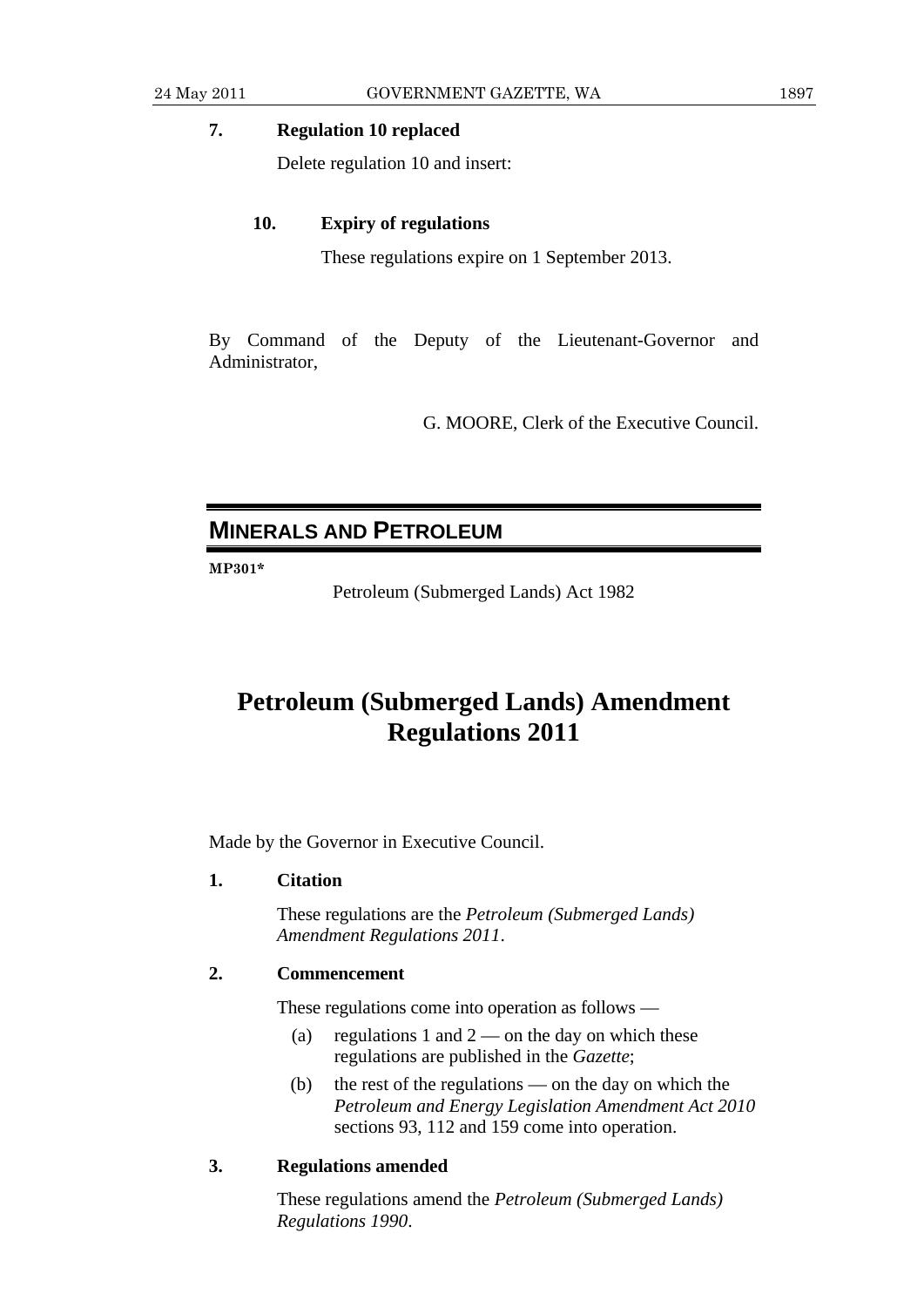**7. Regulation 10 replaced**

Delete regulation 10 and insert:

**10. Expiry of regulations**

These regulations expire on 1 September 2013.

By Command of the Deputy of the Lieutenant-Governor and Administrator,

G. MOORE, Clerk of the Executive Council.

## MINERALS AND PETROLEUM

**MP301***

Petroleum (Submerged Lands) Act 1982

# Petroleum (Submerged Lands) Amendment Regulations 2011

Made by the Governor in Executive Council.

**1. Citation**

These regulations are the *Petroleum (Submerged Lands) Amendment Regulations 2011*.

**2. Commencement**

These regulations come into operation as follows —

(a) regulations 1 and 2 — on the day on which these regulations are published in the *Gazette*;

(b) the rest of the regulations — on the day on which the *Petroleum and Energy Legislation Amendment Act 2010* sections 93, 112 and 159 come into operation.

**3. Regulations amended**

These regulations amend the *Petroleum (Submerged Lands) Regulations 1990*.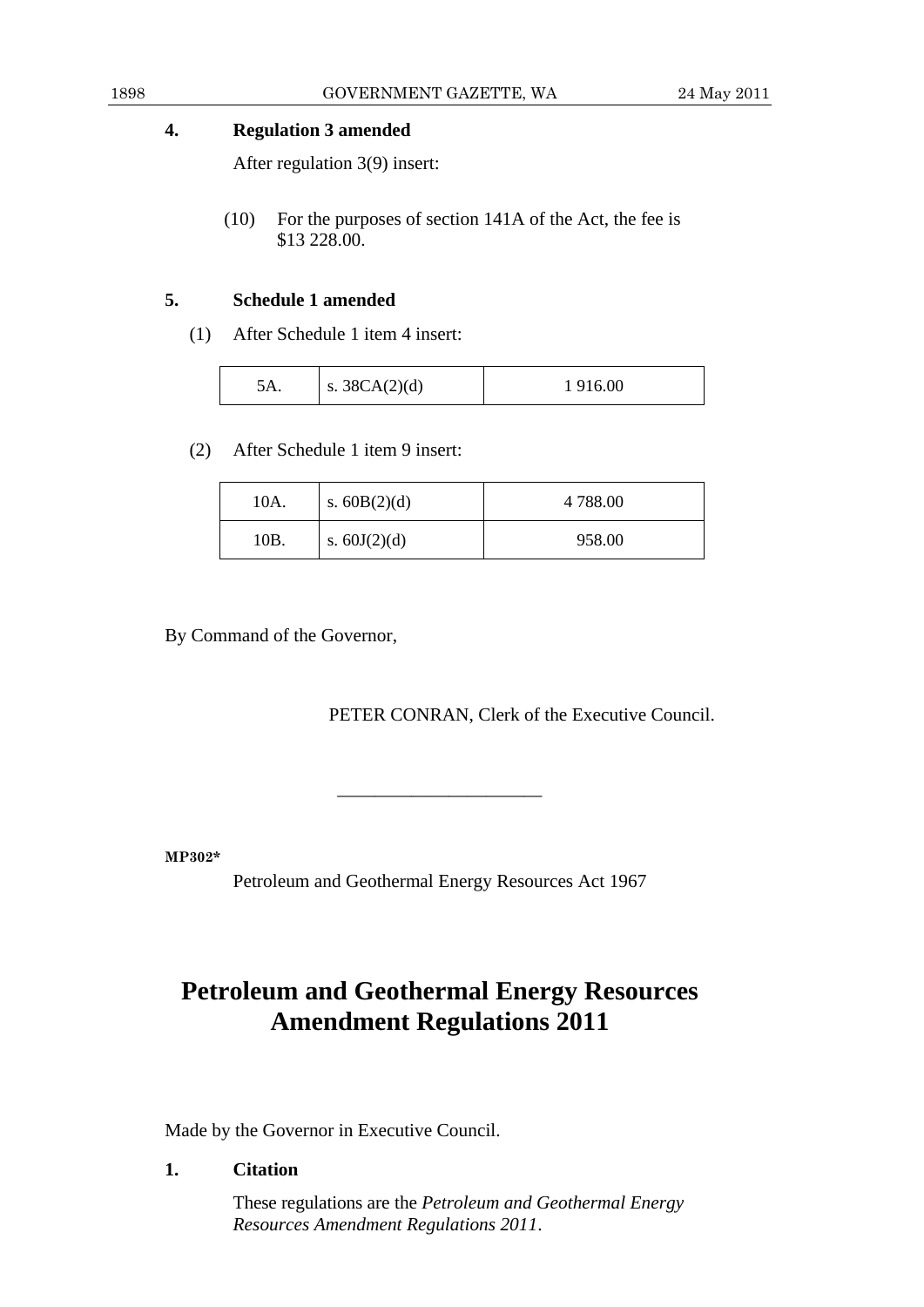**4. Regulation 3 amended**

After regulation 3(9) insert:

(10) For the purposes of section 141A of the Act, the fee is $13 228.00.

**5. Schedule 1 amended**

(1) After Schedule 1 item 4 insert:

| 5A. | s. 38CA(2)(d) | 1 916.00 |
|---|---|---|

(2) After Schedule 1 item 9 insert:

| 10A. | s. 60B(2)(d) | 4 788.00 |
|---|---|---|
| 10B. | s. 60J(2)(d) | 958.00 |

By Command of the Governor,

PETER CONRAN, Clerk of the Executive Council.

---

**MP302***

Petroleum and Geothermal Energy Resources Act 1967

# Petroleum and Geothermal Energy Resources Amendment Regulations 2011

Made by the Governor in Executive Council.

**1. Citation**

These regulations are the *Petroleum and Geothermal Energy Resources Amendment Regulations 2011*.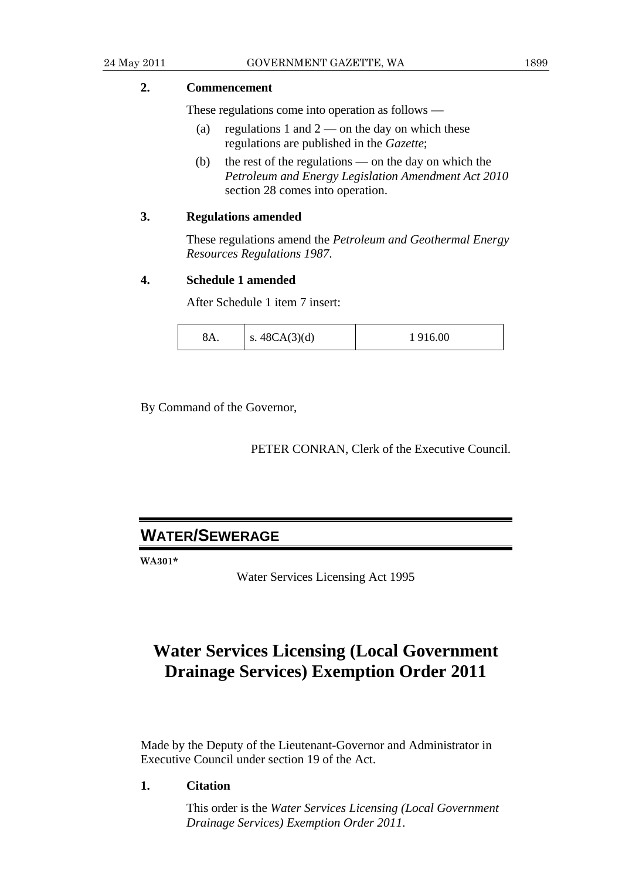### 2. Commencement

These regulations come into operation as follows —

(a) regulations 1 and 2 — on the day on which these regulations are published in the *Gazette*;

(b) the rest of the regulations — on the day on which the *Petroleum and Energy Legislation Amendment Act 2010* section 28 comes into operation.

### 3. Regulations amended

These regulations amend the *Petroleum and Geothermal Energy Resources Regulations 1987*.

### 4. Schedule 1 amended

After Schedule 1 item 7 insert:

| 8A. | s. 48CA(3)(d) | 1 916.00 |
|---|---|---|

By Command of the Governor,

PETER CONRAN, Clerk of the Executive Council.

---

## WATER/SEWERAGE

**WA301***

Water Services Licensing Act 1995

# Water Services Licensing (Local Government Drainage Services) Exemption Order 2011

Made by the Deputy of the Lieutenant-Governor and Administrator in Executive Council under section 19 of the Act.

### 1. Citation

This order is the *Water Services Licensing (Local Government Drainage Services) Exemption Order 2011*.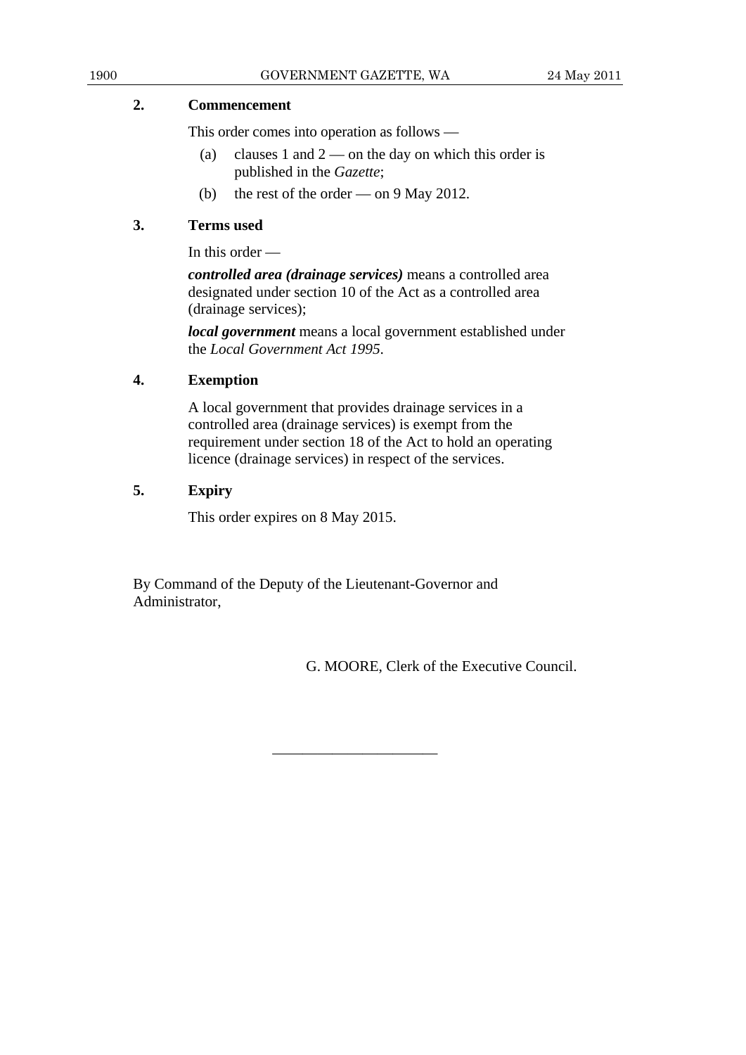**2. Commencement**

This order comes into operation as follows —

(a) clauses 1 and 2 — on the day on which this order is published in the *Gazette*;

(b) the rest of the order — on 9 May 2012.

**3. Terms used**

In this order —

***controlled area (drainage services)*** means a controlled area designated under section 10 of the Act as a controlled area (drainage services);

***local government*** means a local government established under the *Local Government Act 1995*.

**4. Exemption**

A local government that provides drainage services in a controlled area (drainage services) is exempt from the requirement under section 18 of the Act to hold an operating licence (drainage services) in respect of the services.

**5. Expiry**

This order expires on 8 May 2015.

By Command of the Deputy of the Lieutenant-Governor and Administrator,

G. MOORE, Clerk of the Executive Council.

———————————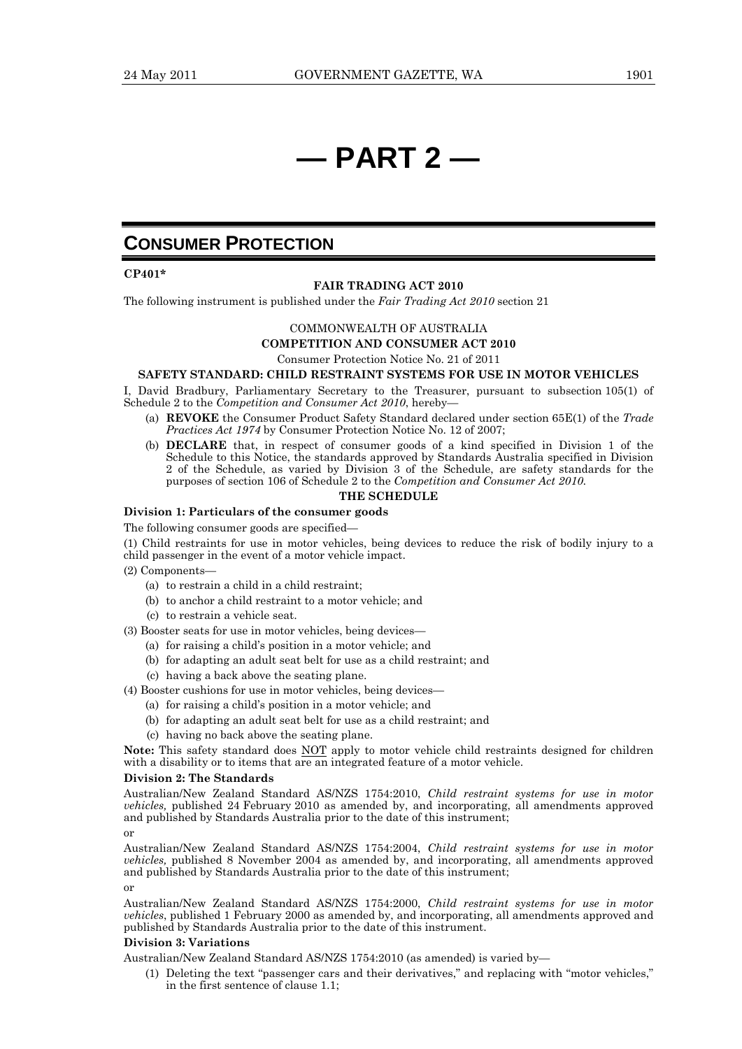# — PART 2 —

## CONSUMER PROTECTION

**CP401***

**FAIR TRADING ACT 2010**

The following instrument is published under the *Fair Trading Act 2010* section 21

COMMONWEALTH OF AUSTRALIA

**COMPETITION AND CONSUMER ACT 2010**

Consumer Protection Notice No. 21 of 2011

**SAFETY STANDARD: CHILD RESTRAINT SYSTEMS FOR USE IN MOTOR VEHICLES**

I, David Bradbury, Parliamentary Secretary to the Treasurer, pursuant to subsection 105(1) of Schedule 2 to the *Competition and Consumer Act 2010*, hereby—

- (a) **REVOKE** the Consumer Product Safety Standard declared under section 65E(1) of the *Trade Practices Act 1974* by Consumer Protection Notice No. 12 of 2007;
- (b) **DECLARE** that, in respect of consumer goods of a kind specified in Division 1 of the Schedule to this Notice, the standards approved by Standards Australia specified in Division 2 of the Schedule, as varied by Division 3 of the Schedule, are safety standards for the purposes of section 106 of Schedule 2 to the *Competition and Consumer Act 2010.*

**THE SCHEDULE**

**Division 1: Particulars of the consumer goods**

The following consumer goods are specified—

(1) Child restraints for use in motor vehicles, being devices to reduce the risk of bodily injury to a child passenger in the event of a motor vehicle impact.

(2) Components—

- (a) to restrain a child in a child restraint;
- (b) to anchor a child restraint to a motor vehicle; and
- (c) to restrain a vehicle seat.

(3) Booster seats for use in motor vehicles, being devices—

- (a) for raising a child's position in a motor vehicle; and
- (b) for adapting an adult seat belt for use as a child restraint; and
- (c) having a back above the seating plane.

(4) Booster cushions for use in motor vehicles, being devices—

- (a) for raising a child's position in a motor vehicle; and
- (b) for adapting an adult seat belt for use as a child restraint; and
- (c) having no back above the seating plane.

**Note:** This safety standard does NOT apply to motor vehicle child restraints designed for children with a disability or to items that are an integrated feature of a motor vehicle.

**Division 2: The Standards**

Australian/New Zealand Standard AS/NZS 1754:2010, *Child restraint systems for use in motor vehicles,* published 24 February 2010 as amended by, and incorporating, all amendments approved and published by Standards Australia prior to the date of this instrument;

or

Australian/New Zealand Standard AS/NZS 1754:2004, *Child restraint systems for use in motor vehicles,* published 8 November 2004 as amended by, and incorporating, all amendments approved and published by Standards Australia prior to the date of this instrument;

or

Australian/New Zealand Standard AS/NZS 1754:2000, *Child restraint systems for use in motor vehicles*, published 1 February 2000 as amended by, and incorporating, all amendments approved and published by Standards Australia prior to the date of this instrument.

**Division 3: Variations**

Australian/New Zealand Standard AS/NZS 1754:2010 (as amended) is varied by—

- (1) Deleting the text "passenger cars and their derivatives," and replacing with "motor vehicles," in the first sentence of clause 1.1;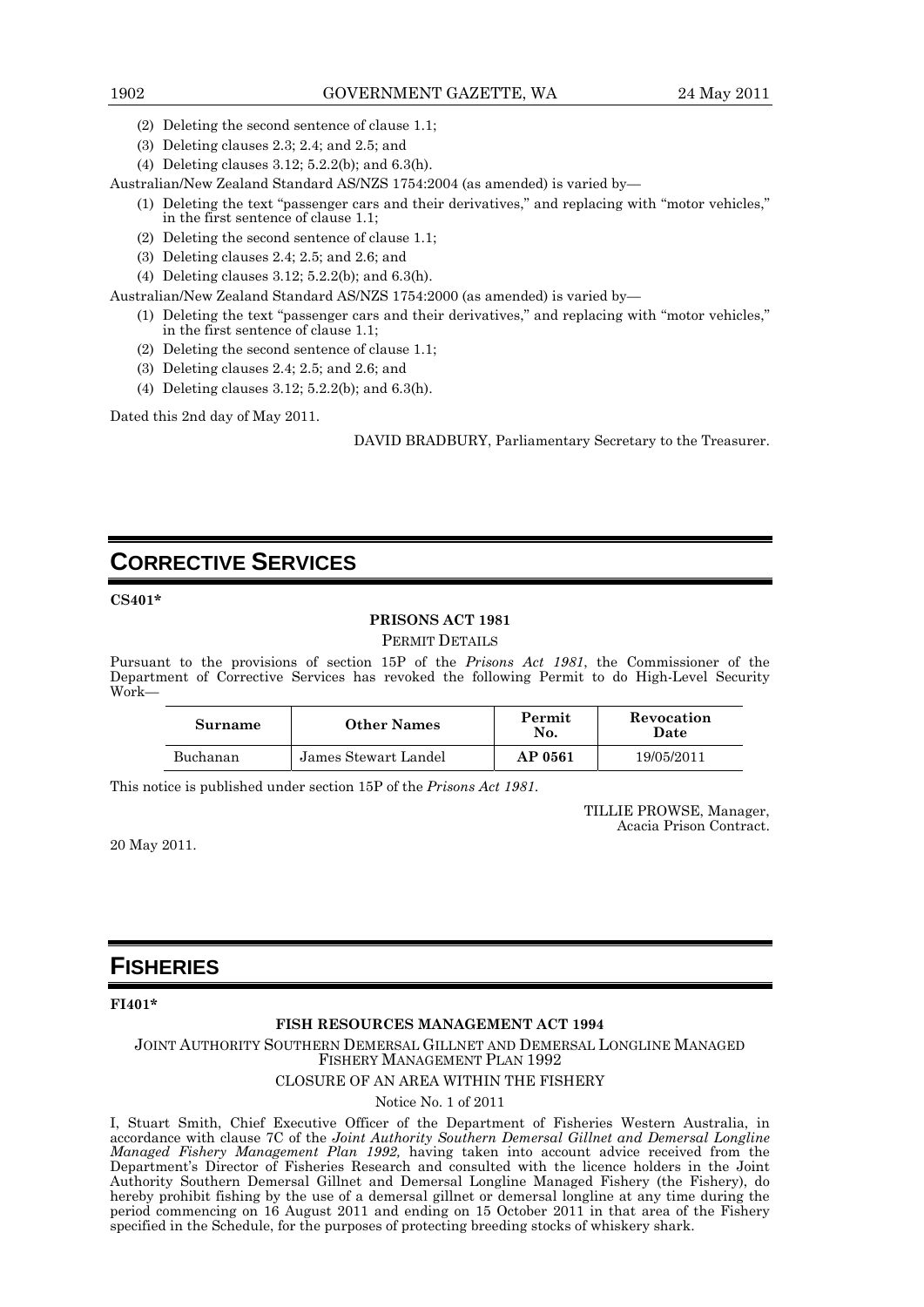(2) Deleting the second sentence of clause 1.1;

(3) Deleting clauses 2.3; 2.4; and 2.5; and

(4) Deleting clauses 3.12; 5.2.2(b); and 6.3(h).

Australian/New Zealand Standard AS/NZS 1754:2004 (as amended) is varied by—

(1) Deleting the text "passenger cars and their derivatives," and replacing with "motor vehicles," in the first sentence of clause 1.1;

(2) Deleting the second sentence of clause 1.1;

(3) Deleting clauses 2.4; 2.5; and 2.6; and

(4) Deleting clauses 3.12; 5.2.2(b); and 6.3(h).

Australian/New Zealand Standard AS/NZS 1754:2000 (as amended) is varied by—

(1) Deleting the text "passenger cars and their derivatives," and replacing with "motor vehicles," in the first sentence of clause 1.1;

(2) Deleting the second sentence of clause 1.1;

(3) Deleting clauses 2.4; 2.5; and 2.6; and

(4) Deleting clauses 3.12; 5.2.2(b); and 6.3(h).

Dated this 2nd day of May 2011.

DAVID BRADBURY, Parliamentary Secretary to the Treasurer.

# CORRECTIVE SERVICES

**CS401***

**PRISONS ACT 1981**

PERMIT DETAILS

Pursuant to the provisions of section 15P of the *Prisons Act 1981*, the Commissioner of the Department of Corrective Services has revoked the following Permit to do High-Level Security Work—

| Surname | Other Names | Permit No. | Revocation Date |
|---|---|---|---|
| Buchanan | James Stewart Landel | **AP 0561** | 19/05/2011 |

This notice is published under section 15P of the *Prisons Act 1981*.

TILLIE PROWSE, Manager,
Acacia Prison Contract.

20 May 2011.

# FISHERIES

**FI401***

**FISH RESOURCES MANAGEMENT ACT 1994**

JOINT AUTHORITY SOUTHERN DEMERSAL GILLNET AND DEMERSAL LONGLINE MANAGED FISHERY MANAGEMENT PLAN 1992

CLOSURE OF AN AREA WITHIN THE FISHERY

Notice No. 1 of 2011

I, Stuart Smith, Chief Executive Officer of the Department of Fisheries Western Australia, in accordance with clause 7C of the *Joint Authority Southern Demersal Gillnet and Demersal Longline Managed Fishery Management Plan 1992,* having taken into account advice received from the Department's Director of Fisheries Research and consulted with the licence holders in the Joint Authority Southern Demersal Gillnet and Demersal Longline Managed Fishery (the Fishery), do hereby prohibit fishing by the use of a demersal gillnet or demersal longline at any time during the period commencing on 16 August 2011 and ending on 15 October 2011 in that area of the Fishery specified in the Schedule, for the purposes of protecting breeding stocks of whiskery shark.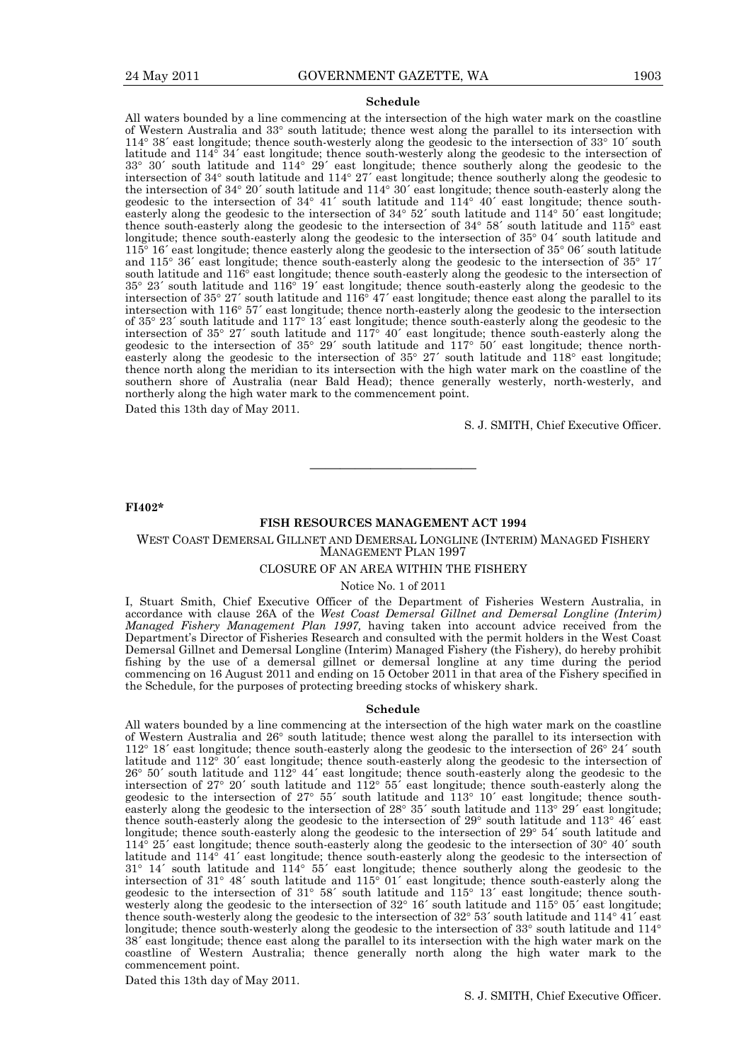### Schedule

All waters bounded by a line commencing at the intersection of the high water mark on the coastline of Western Australia and 33° south latitude; thence west along the parallel to its intersection with 114° 38´ east longitude; thence south-westerly along the geodesic to the intersection of 33° 10´ south latitude and 114° 34´ east longitude; thence south-westerly along the geodesic to the intersection of 33° 30´ south latitude and 114° 29´ east longitude; thence southerly along the geodesic to the intersection of 34° south latitude and 114° 27´ east longitude; thence southerly along the geodesic to the intersection of 34° 20´ south latitude and 114° 30´ east longitude; thence south-easterly along the geodesic to the intersection of 34° 41´ south latitude and 114° 40´ east longitude; thence south-easterly along the geodesic to the intersection of 34° 52´ south latitude and 114° 50´ east longitude; thence south-easterly along the geodesic to the intersection of 34° 58´ south latitude and 115° east longitude; thence south-easterly along the geodesic to the intersection of 35° 04´ south latitude and 115° 16´ east longitude; thence easterly along the geodesic to the intersection of 35° 06´ south latitude and 115° 36´ east longitude; thence south-easterly along the geodesic to the intersection of 35° 17´ south latitude and 116° east longitude; thence south-easterly along the geodesic to the intersection of 35° 23´ south latitude and 116° 19´ east longitude; thence south-easterly along the geodesic to the intersection of 35° 27´ south latitude and 116° 47´ east longitude; thence east along the parallel to its intersection with 116° 57´ east longitude; thence north-easterly along the geodesic to the intersection of 35° 23´ south latitude and 117° 13´ east longitude; thence south-easterly along the geodesic to the intersection of 35° 27´ south latitude and 117° 40´ east longitude; thence south-easterly along the geodesic to the intersection of 35° 29´ south latitude and 117° 50´ east longitude; thence north-easterly along the geodesic to the intersection of 35° 27´ south latitude and 118° east longitude; thence north along the meridian to its intersection with the high water mark on the coastline of the southern shore of Australia (near Bald Head); thence generally westerly, north-westerly, and northerly along the high water mark to the commencement point.

Dated this 13th day of May 2011.

S. J. SMITH, Chief Executive Officer.

---

**FI402***

## FISH RESOURCES MANAGEMENT ACT 1994

### WEST COAST DEMERSAL GILLNET AND DEMERSAL LONGLINE (INTERIM) MANAGED FISHERY MANAGEMENT PLAN 1997

### CLOSURE OF AN AREA WITHIN THE FISHERY

Notice No. 1 of 2011

I, Stuart Smith, Chief Executive Officer of the Department of Fisheries Western Australia, in accordance with clause 26A of the *West Coast Demersal Gillnet and Demersal Longline (Interim) Managed Fishery Management Plan 1997,* having taken into account advice received from the Department's Director of Fisheries Research and consulted with the permit holders in the West Coast Demersal Gillnet and Demersal Longline (Interim) Managed Fishery (the Fishery), do hereby prohibit fishing by the use of a demersal gillnet or demersal longline at any time during the period commencing on 16 August 2011 and ending on 15 October 2011 in that area of the Fishery specified in the Schedule, for the purposes of protecting breeding stocks of whiskery shark.

### Schedule

All waters bounded by a line commencing at the intersection of the high water mark on the coastline of Western Australia and 26° south latitude; thence west along the parallel to its intersection with 112° 18´ east longitude; thence south-easterly along the geodesic to the intersection of 26° 24´ south latitude and 112° 30´ east longitude; thence south-easterly along the geodesic to the intersection of 26° 50´ south latitude and 112° 44´ east longitude; thence south-easterly along the geodesic to the intersection of 27° 20´ south latitude and 112° 55´ east longitude; thence south-easterly along the geodesic to the intersection of 27° 55´ south latitude and 113° 10´ east longitude; thence south-easterly along the geodesic to the intersection of 28° 35´ south latitude and 113° 29´ east longitude; thence south-easterly along the geodesic to the intersection of 29° south latitude and 113° 46´ east longitude; thence south-easterly along the geodesic to the intersection of 29° 54´ south latitude and 114° 25´ east longitude; thence south-easterly along the geodesic to the intersection of 30° 40´ south latitude and 114° 41´ east longitude; thence south-easterly along the geodesic to the intersection of 31° 14´ south latitude and 114° 55´ east longitude; thence southerly along the geodesic to the intersection of 31° 48´ south latitude and 115° 01´ east longitude; thence south-easterly along the geodesic to the intersection of 31° 58´ south latitude and 115° 13´ east longitude; thence south-westerly along the geodesic to the intersection of 32° 16´ south latitude and 115° 05´ east longitude; thence south-westerly along the geodesic to the intersection of 32° 53´ south latitude and 114° 41´ east longitude; thence south-westerly along the geodesic to the intersection of 33° south latitude and 114° 38´ east longitude; thence east along the parallel to its intersection with the high water mark on the coastline of Western Australia; thence generally north along the high water mark to the commencement point.

Dated this 13th day of May 2011.

S. J. SMITH, Chief Executive Officer.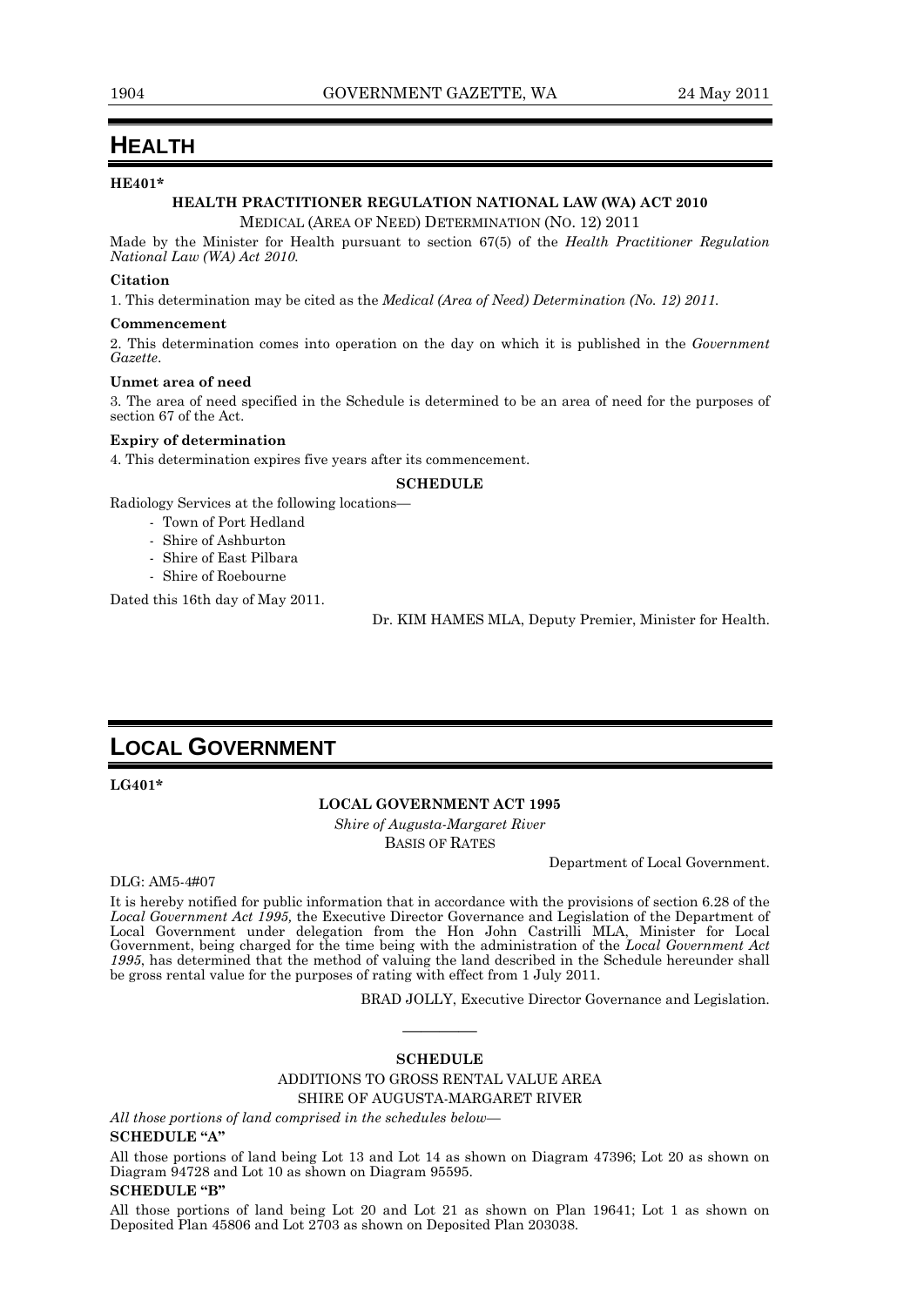# HEALTH

**HE401***

**HEALTH PRACTITIONER REGULATION NATIONAL LAW (WA) ACT 2010**

MEDICAL (AREA OF NEED) DETERMINATION (NO. 12) 2011

Made by the Minister for Health pursuant to section 67(5) of the *Health Practitioner Regulation National Law (WA) Act 2010*.

**Citation**

1. This determination may be cited as the *Medical (Area of Need) Determination (No. 12) 2011*.

**Commencement**

2. This determination comes into operation on the day on which it is published in the *Government Gazette*.

**Unmet area of need**

3. The area of need specified in the Schedule is determined to be an area of need for the purposes of section 67 of the Act.

**Expiry of determination**

4. This determination expires five years after its commencement.

**SCHEDULE**

Radiology Services at the following locations—

- Town of Port Hedland
- Shire of Ashburton
- Shire of East Pilbara
- Shire of Roebourne

Dated this 16th day of May 2011.

Dr. KIM HAMES MLA, Deputy Premier, Minister for Health.

# LOCAL GOVERNMENT

**LG401***

**LOCAL GOVERNMENT ACT 1995**

*Shire of Augusta-Margaret River*

BASIS OF RATES

Department of Local Government.

DLG: AM5-4#07

It is hereby notified for public information that in accordance with the provisions of section 6.28 of the *Local Government Act 1995,* the Executive Director Governance and Legislation of the Department of Local Government under delegation from the Hon John Castrilli MLA, Minister for Local Government, being charged for the time being with the administration of the *Local Government Act 1995*, has determined that the method of valuing the land described in the Schedule hereunder shall be gross rental value for the purposes of rating with effect from 1 July 2011.

BRAD JOLLY, Executive Director Governance and Legislation.

---

**SCHEDULE**

ADDITIONS TO GROSS RENTAL VALUE AREA

SHIRE OF AUGUSTA-MARGARET RIVER

*All those portions of land comprised in the schedules below—*

**SCHEDULE "A"**

All those portions of land being Lot 13 and Lot 14 as shown on Diagram 47396; Lot 20 as shown on Diagram 94728 and Lot 10 as shown on Diagram 95595.

**SCHEDULE "B"**

All those portions of land being Lot 20 and Lot 21 as shown on Plan 19641; Lot 1 as shown on Deposited Plan 45806 and Lot 2703 as shown on Deposited Plan 203038.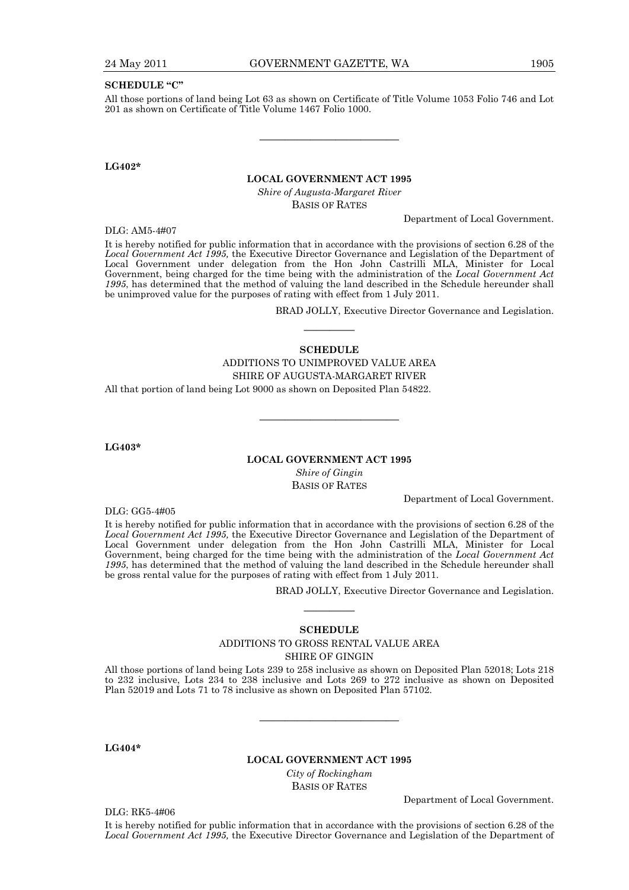**SCHEDULE "C"**

All those portions of land being Lot 63 as shown on Certificate of Title Volume 1053 Folio 746 and Lot 201 as shown on Certificate of Title Volume 1467 Folio 1000.

---

**LG402***

**LOCAL GOVERNMENT ACT 1995**

*Shire of Augusta-Margaret River*

BASIS OF RATES

Department of Local Government.

DLG: AM5-4#07

It is hereby notified for public information that in accordance with the provisions of section 6.28 of the *Local Government Act 1995,* the Executive Director Governance and Legislation of the Department of Local Government under delegation from the Hon John Castrilli MLA, Minister for Local Government, being charged for the time being with the administration of the *Local Government Act 1995*, has determined that the method of valuing the land described in the Schedule hereunder shall be unimproved value for the purposes of rating with effect from 1 July 2011.

BRAD JOLLY, Executive Director Governance and Legislation.

---

**SCHEDULE**

ADDITIONS TO UNIMPROVED VALUE AREA

SHIRE OF AUGUSTA-MARGARET RIVER

All that portion of land being Lot 9000 as shown on Deposited Plan 54822.

---

**LG403***

**LOCAL GOVERNMENT ACT 1995**

*Shire of Gingin*

BASIS OF RATES

Department of Local Government.

DLG: GG5-4#05

It is hereby notified for public information that in accordance with the provisions of section 6.28 of the *Local Government Act 1995,* the Executive Director Governance and Legislation of the Department of Local Government under delegation from the Hon John Castrilli MLA, Minister for Local Government, being charged for the time being with the administration of the *Local Government Act 1995*, has determined that the method of valuing the land described in the Schedule hereunder shall be gross rental value for the purposes of rating with effect from 1 July 2011.

BRAD JOLLY, Executive Director Governance and Legislation.

---

**SCHEDULE**

ADDITIONS TO GROSS RENTAL VALUE AREA

SHIRE OF GINGIN

All those portions of land being Lots 239 to 258 inclusive as shown on Deposited Plan 52018; Lots 218 to 232 inclusive, Lots 234 to 238 inclusive and Lots 269 to 272 inclusive as shown on Deposited Plan 52019 and Lots 71 to 78 inclusive as shown on Deposited Plan 57102.

---

**LG404***

**LOCAL GOVERNMENT ACT 1995**

*City of Rockingham*

BASIS OF RATES

Department of Local Government.

DLG: RK5-4#06

It is hereby notified for public information that in accordance with the provisions of section 6.28 of the *Local Government Act 1995,* the Executive Director Governance and Legislation of the Department of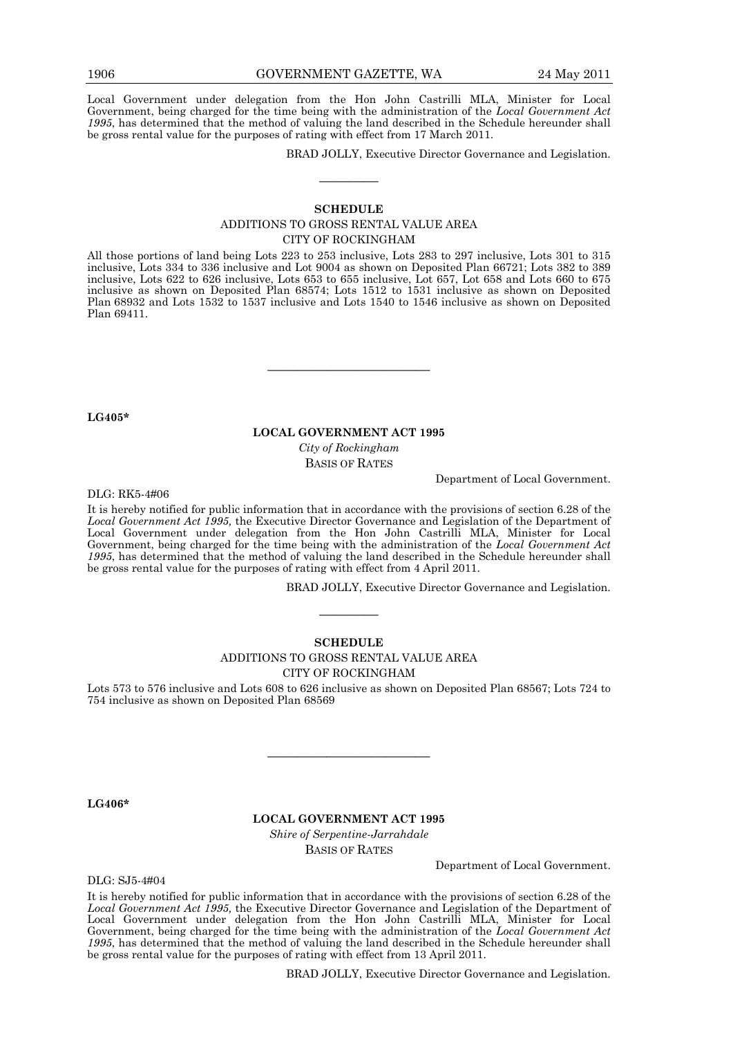Local Government under delegation from the Hon John Castrilli MLA, Minister for Local Government, being charged for the time being with the administration of the *Local Government Act 1995*, has determined that the method of valuing the land described in the Schedule hereunder shall be gross rental value for the purposes of rating with effect from 17 March 2011.

BRAD JOLLY, Executive Director Governance and Legislation.

---

**SCHEDULE**

ADDITIONS TO GROSS RENTAL VALUE AREA

CITY OF ROCKINGHAM

All those portions of land being Lots 223 to 253 inclusive, Lots 283 to 297 inclusive, Lots 301 to 315 inclusive, Lots 334 to 336 inclusive and Lot 9004 as shown on Deposited Plan 66721; Lots 382 to 389 inclusive, Lots 622 to 626 inclusive, Lots 653 to 655 inclusive, Lot 657, Lot 658 and Lots 660 to 675 inclusive as shown on Deposited Plan 68574; Lots 1512 to 1531 inclusive as shown on Deposited Plan 68932 and Lots 1532 to 1537 inclusive and Lots 1540 to 1546 inclusive as shown on Deposited Plan 69411.

---

**LG405***

**LOCAL GOVERNMENT ACT 1995**

*City of Rockingham*

BASIS OF RATES

Department of Local Government.

DLG: RK5-4#06

It is hereby notified for public information that in accordance with the provisions of section 6.28 of the *Local Government Act 1995,* the Executive Director Governance and Legislation of the Department of Local Government under delegation from the Hon John Castrilli MLA, Minister for Local Government, being charged for the time being with the administration of the *Local Government Act 1995*, has determined that the method of valuing the land described in the Schedule hereunder shall be gross rental value for the purposes of rating with effect from 4 April 2011.

BRAD JOLLY, Executive Director Governance and Legislation.

---

**SCHEDULE**

ADDITIONS TO GROSS RENTAL VALUE AREA

CITY OF ROCKINGHAM

Lots 573 to 576 inclusive and Lots 608 to 626 inclusive as shown on Deposited Plan 68567; Lots 724 to 754 inclusive as shown on Deposited Plan 68569

---

**LG406***

**LOCAL GOVERNMENT ACT 1995**

*Shire of Serpentine-Jarrahdale*

BASIS OF RATES

Department of Local Government.

DLG: SJ5-4#04

It is hereby notified for public information that in accordance with the provisions of section 6.28 of the *Local Government Act 1995,* the Executive Director Governance and Legislation of the Department of Local Government under delegation from the Hon John Castrilli MLA, Minister for Local Government, being charged for the time being with the administration of the *Local Government Act 1995*, has determined that the method of valuing the land described in the Schedule hereunder shall be gross rental value for the purposes of rating with effect from 13 April 2011.

BRAD JOLLY, Executive Director Governance and Legislation.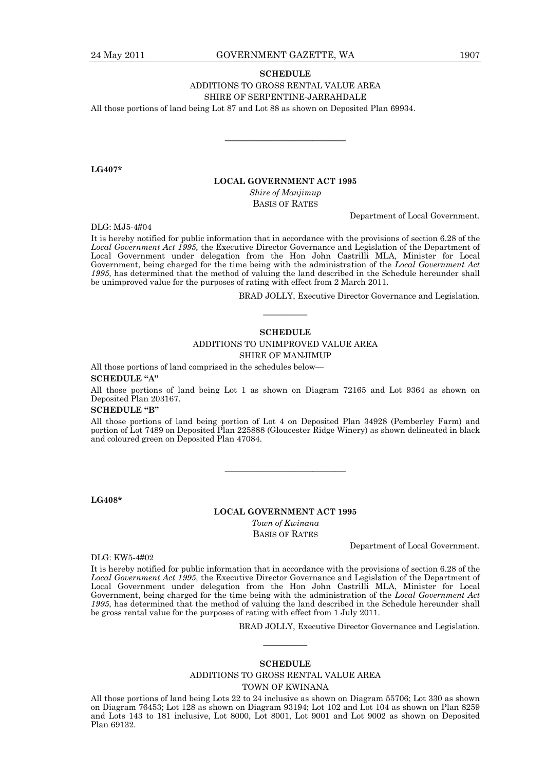**SCHEDULE**

ADDITIONS TO GROSS RENTAL VALUE AREA

SHIRE OF SERPENTINE-JARRAHDALE

All those portions of land being Lot 87 and Lot 88 as shown on Deposited Plan 69934.

---

**LG407***

**LOCAL GOVERNMENT ACT 1995**

*Shire of Manjimup*

BASIS OF RATES

Department of Local Government.

DLG: MJ5-4#04

It is hereby notified for public information that in accordance with the provisions of section 6.28 of the *Local Government Act 1995,* the Executive Director Governance and Legislation of the Department of Local Government under delegation from the Hon John Castrilli MLA, Minister for Local Government, being charged for the time being with the administration of the *Local Government Act 1995*, has determined that the method of valuing the land described in the Schedule hereunder shall be unimproved value for the purposes of rating with effect from 2 March 2011.

BRAD JOLLY, Executive Director Governance and Legislation.

---

**SCHEDULE**

ADDITIONS TO UNIMPROVED VALUE AREA

SHIRE OF MANJIMUP

All those portions of land comprised in the schedules below—

**SCHEDULE "A"**

All those portions of land being Lot 1 as shown on Diagram 72165 and Lot 9364 as shown on Deposited Plan 203167.

**SCHEDULE "B"**

All those portions of land being portion of Lot 4 on Deposited Plan 34928 (Pemberley Farm) and portion of Lot 7489 on Deposited Plan 225888 (Gloucester Ridge Winery) as shown delineated in black and coloured green on Deposited Plan 47084.

---

**LG408***

**LOCAL GOVERNMENT ACT 1995**

*Town of Kwinana*

BASIS OF RATES

Department of Local Government.

DLG: KW5-4#02

It is hereby notified for public information that in accordance with the provisions of section 6.28 of the *Local Government Act 1995,* the Executive Director Governance and Legislation of the Department of Local Government under delegation from the Hon John Castrilli MLA, Minister for Local Government, being charged for the time being with the administration of the *Local Government Act 1995*, has determined that the method of valuing the land described in the Schedule hereunder shall be gross rental value for the purposes of rating with effect from 1 July 2011.

BRAD JOLLY, Executive Director Governance and Legislation.

---

**SCHEDULE**

ADDITIONS TO GROSS RENTAL VALUE AREA

TOWN OF KWINANA

All those portions of land being Lots 22 to 24 inclusive as shown on Diagram 55706; Lot 330 as shown on Diagram 76453; Lot 128 as shown on Diagram 93194; Lot 102 and Lot 104 as shown on Plan 8259 and Lots 143 to 181 inclusive, Lot 8000, Lot 8001, Lot 9001 and Lot 9002 as shown on Deposited Plan 69132.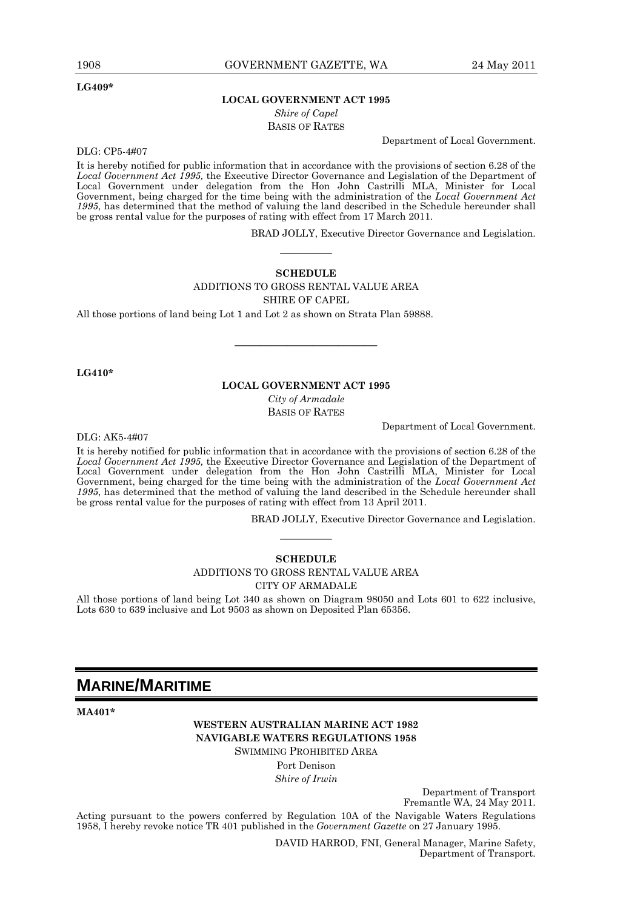**LG409***

**LOCAL GOVERNMENT ACT 1995**

*Shire of Capel*

BASIS OF RATES

Department of Local Government.

DLG: CP5-4#07

It is hereby notified for public information that in accordance with the provisions of section 6.28 of the *Local Government Act 1995,* the Executive Director Governance and Legislation of the Department of Local Government under delegation from the Hon John Castrilli MLA, Minister for Local Government, being charged for the time being with the administration of the *Local Government Act 1995*, has determined that the method of valuing the land described in the Schedule hereunder shall be gross rental value for the purposes of rating with effect from 17 March 2011.

BRAD JOLLY, Executive Director Governance and Legislation.

---

**SCHEDULE**

ADDITIONS TO GROSS RENTAL VALUE AREA

SHIRE OF CAPEL

All those portions of land being Lot 1 and Lot 2 as shown on Strata Plan 59888.

---

**LG410***

**LOCAL GOVERNMENT ACT 1995**

*City of Armadale*

BASIS OF RATES

Department of Local Government.

DLG: AK5-4#07

It is hereby notified for public information that in accordance with the provisions of section 6.28 of the *Local Government Act 1995,* the Executive Director Governance and Legislation of the Department of Local Government under delegation from the Hon John Castrilli MLA, Minister for Local Government, being charged for the time being with the administration of the *Local Government Act 1995*, has determined that the method of valuing the land described in the Schedule hereunder shall be gross rental value for the purposes of rating with effect from 13 April 2011.

BRAD JOLLY, Executive Director Governance and Legislation.

---

**SCHEDULE**

ADDITIONS TO GROSS RENTAL VALUE AREA

CITY OF ARMADALE

All those portions of land being Lot 340 as shown on Diagram 98050 and Lots 601 to 622 inclusive, Lots 630 to 639 inclusive and Lot 9503 as shown on Deposited Plan 65356.

# MARINE/MARITIME

**MA401***

**WESTERN AUSTRALIAN MARINE ACT 1982**

**NAVIGABLE WATERS REGULATIONS 1958**

SWIMMING PROHIBITED AREA

Port Denison

*Shire of Irwin*

Department of Transport
Fremantle WA, 24 May 2011.

Acting pursuant to the powers conferred by Regulation 10A of the Navigable Waters Regulations 1958, I hereby revoke notice TR 401 published in the *Government Gazette* on 27 January 1995.

DAVID HARROD, FNI, General Manager, Marine Safety,
Department of Transport.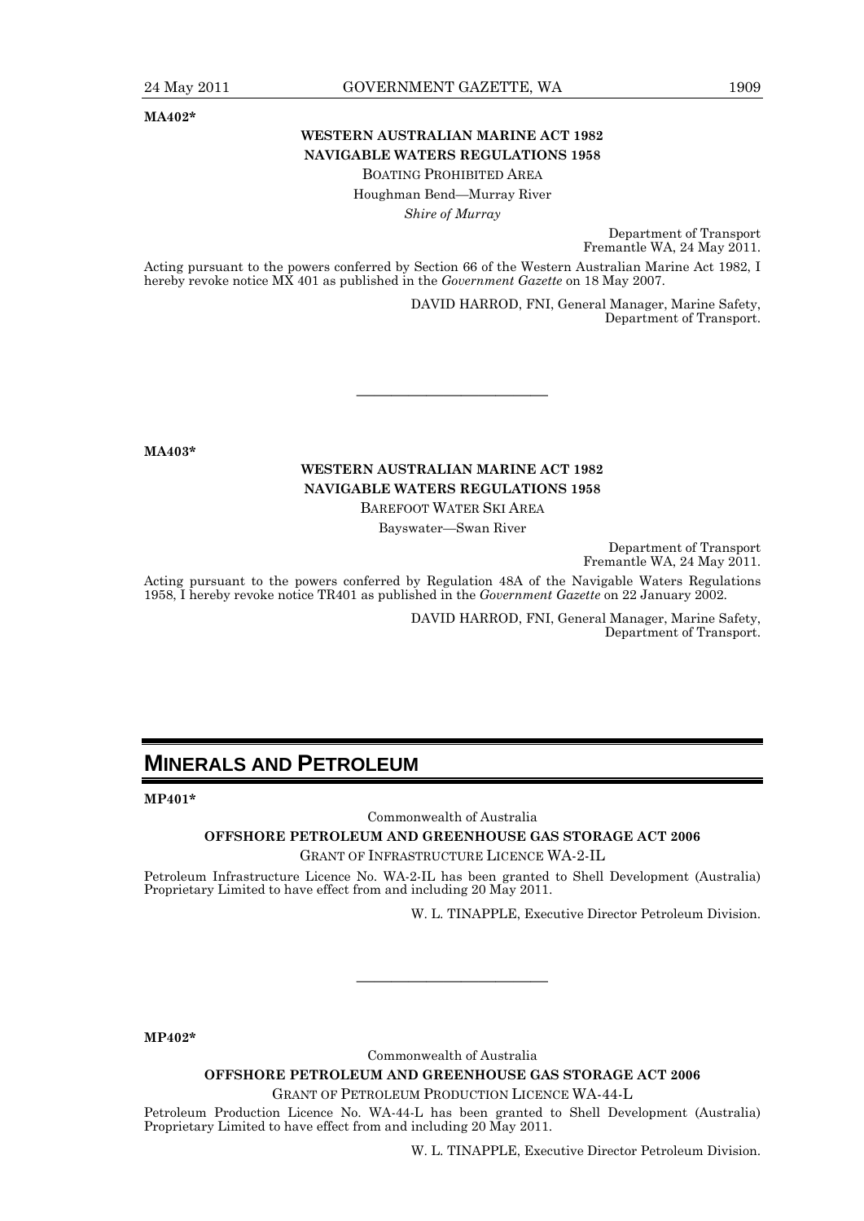**MA402***

**WESTERN AUSTRALIAN MARINE ACT 1982**
**NAVIGABLE WATERS REGULATIONS 1958**

BOATING PROHIBITED AREA

Houghman Bend—Murray River

*Shire of Murray*

Department of Transport
Fremantle WA, 24 May 2011.

Acting pursuant to the powers conferred by Section 66 of the Western Australian Marine Act 1982, I hereby revoke notice MX 401 as published in the *Government Gazette* on 18 May 2007.

DAVID HARROD, FNI, General Manager, Marine Safety,
Department of Transport.

---

**MA403***

**WESTERN AUSTRALIAN MARINE ACT 1982**
**NAVIGABLE WATERS REGULATIONS 1958**

BAREFOOT WATER SKI AREA

Bayswater—Swan River

Department of Transport
Fremantle WA, 24 May 2011.

Acting pursuant to the powers conferred by Regulation 48A of the Navigable Waters Regulations 1958, I hereby revoke notice TR401 as published in the *Government Gazette* on 22 January 2002.

DAVID HARROD, FNI, General Manager, Marine Safety,
Department of Transport.

# MINERALS AND PETROLEUM

**MP401***

Commonwealth of Australia

**OFFSHORE PETROLEUM AND GREENHOUSE GAS STORAGE ACT 2006**

GRANT OF INFRASTRUCTURE LICENCE WA-2-IL

Petroleum Infrastructure Licence No. WA-2-IL has been granted to Shell Development (Australia) Proprietary Limited to have effect from and including 20 May 2011.

W. L. TINAPPLE, Executive Director Petroleum Division.

---

**MP402***

Commonwealth of Australia

**OFFSHORE PETROLEUM AND GREENHOUSE GAS STORAGE ACT 2006**

GRANT OF PETROLEUM PRODUCTION LICENCE WA-44-L

Petroleum Production Licence No. WA-44-L has been granted to Shell Development (Australia) Proprietary Limited to have effect from and including 20 May 2011.

W. L. TINAPPLE, Executive Director Petroleum Division.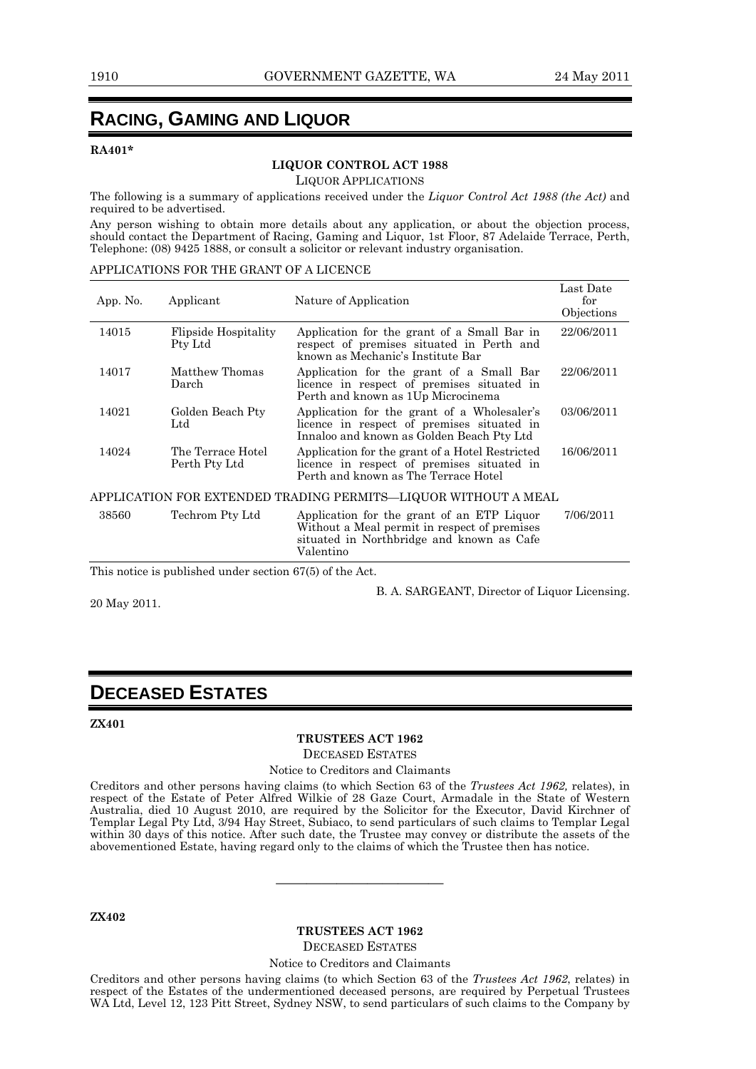# RACING, GAMING AND LIQUOR

**RA401***

**LIQUOR CONTROL ACT 1988**

LIQUOR APPLICATIONS

The following is a summary of applications received under the *Liquor Control Act 1988 (the Act)* and required to be advertised.

Any person wishing to obtain more details about any application, or about the objection process, should contact the Department of Racing, Gaming and Liquor, 1st Floor, 87 Adelaide Terrace, Perth, Telephone: (08) 9425 1888, or consult a solicitor or relevant industry organisation.

APPLICATIONS FOR THE GRANT OF A LICENCE

| App. No. | Applicant | Nature of Application | Last Date for Objections |
|---|---|---|---|
| 14015 | Flipside Hospitality Pty Ltd | Application for the grant of a Small Bar in respect of premises situated in Perth and known as Mechanic's Institute Bar | 22/06/2011 |
| 14017 | Matthew Thomas Darch | Application for the grant of a Small Bar licence in respect of premises situated in Perth and known as 1Up Microcinema | 22/06/2011 |
| 14021 | Golden Beach Pty Ltd | Application for the grant of a Wholesaler's licence in respect of premises situated in Innaloo and known as Golden Beach Pty Ltd | 03/06/2011 |
| 14024 | The Terrace Hotel Perth Pty Ltd | Application for the grant of a Hotel Restricted licence in respect of premises situated in Perth and known as The Terrace Hotel | 16/06/2011 |
| APPLICATION FOR EXTENDED TRADING PERMITS—LIQUOR WITHOUT A MEAL | | | |
| 38560 | Techrom Pty Ltd | Application for the grant of an ETP Liquor Without a Meal permit in respect of premises situated in Northbridge and known as Cafe Valentino | 7/06/2011 |

This notice is published under section 67(5) of the Act.

B. A. SARGEANT, Director of Liquor Licensing.

20 May 2011.

# DECEASED ESTATES

**ZX401**

**TRUSTEES ACT 1962**

DECEASED ESTATES

Notice to Creditors and Claimants

Creditors and other persons having claims (to which Section 63 of the *Trustees Act 1962,* relates), in respect of the Estate of Peter Alfred Wilkie of 28 Gaze Court, Armadale in the State of Western Australia, died 10 August 2010, are required by the Solicitor for the Executor, David Kirchner of Templar Legal Pty Ltd, 3/94 Hay Street, Subiaco, to send particulars of such claims to Templar Legal within 30 days of this notice. After such date, the Trustee may convey or distribute the assets of the abovementioned Estate, having regard only to the claims of which the Trustee then has notice.

---

**ZX402**

**TRUSTEES ACT 1962**

DECEASED ESTATES

Notice to Creditors and Claimants

Creditors and other persons having claims (to which Section 63 of the *Trustees Act 1962,* relates) in respect of the Estates of the undermentioned deceased persons, are required by Perpetual Trustees WA Ltd, Level 12, 123 Pitt Street, Sydney NSW, to send particulars of such claims to the Company by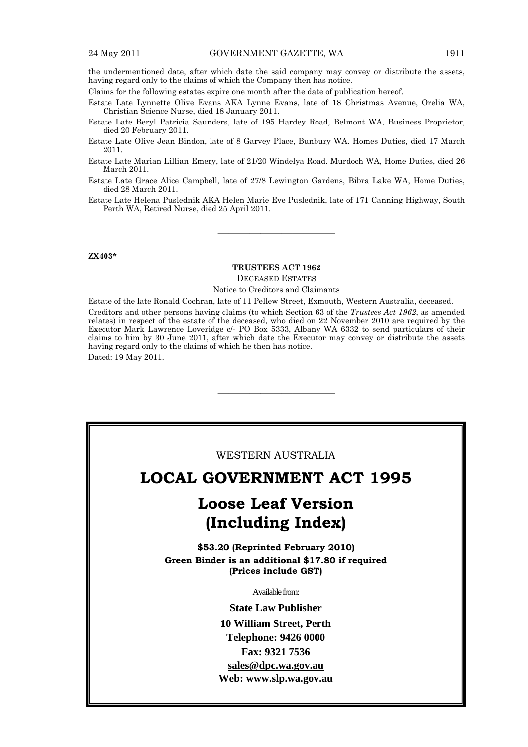the undermentioned date, after which date the said company may convey or distribute the assets, having regard only to the claims of which the Company then has notice.

Claims for the following estates expire one month after the date of publication hereof.

Estate Late Lynnette Olive Evans AKA Lynne Evans, late of 18 Christmas Avenue, Orelia WA, Christian Science Nurse, died 18 January 2011.

Estate Late Beryl Patricia Saunders, late of 195 Hardey Road, Belmont WA, Business Proprietor, died 20 February 2011.

Estate Late Olive Jean Bindon, late of 8 Garvey Place, Bunbury WA. Homes Duties, died 17 March 2011.

Estate Late Marian Lillian Emery, late of 21/20 Windelya Road. Murdoch WA, Home Duties, died 26 March 2011.

Estate Late Grace Alice Campbell, late of 27/8 Lewington Gardens, Bibra Lake WA, Home Duties, died 28 March 2011.

Estate Late Helena Puslednik AKA Helen Marie Eve Puslednik, late of 171 Canning Highway, South Perth WA, Retired Nurse, died 25 April 2011.

---

**ZX403***

**TRUSTEES ACT 1962**

DECEASED ESTATES

Notice to Creditors and Claimants

Estate of the late Ronald Cochran, late of 11 Pellew Street, Exmouth, Western Australia, deceased.

Creditors and other persons having claims (to which Section 63 of the *Trustees Act 1962*, as amended relates) in respect of the estate of the deceased, who died on 22 November 2010 are required by the Executor Mark Lawrence Loveridge c/- PO Box 5333, Albany WA 6332 to send particulars of their claims to him by 30 June 2011, after which date the Executor may convey or distribute the assets having regard only to the claims of which he then has notice.

Dated: 19 May 2011.

---

WESTERN AUSTRALIA

# LOCAL GOVERNMENT ACT 1995

## Loose Leaf Version (Including Index)

**$53.20 (Reprinted February 2010)**

**Green Binder is an additional $17.80 if required (Prices include GST)**

Available from:

**State Law Publisher**

**10 William Street, Perth**

**Telephone: 9426 0000**

**Fax: 9321 7536**

**sales@dpc.wa.gov.au**

**Web: www.slp.wa.gov.au**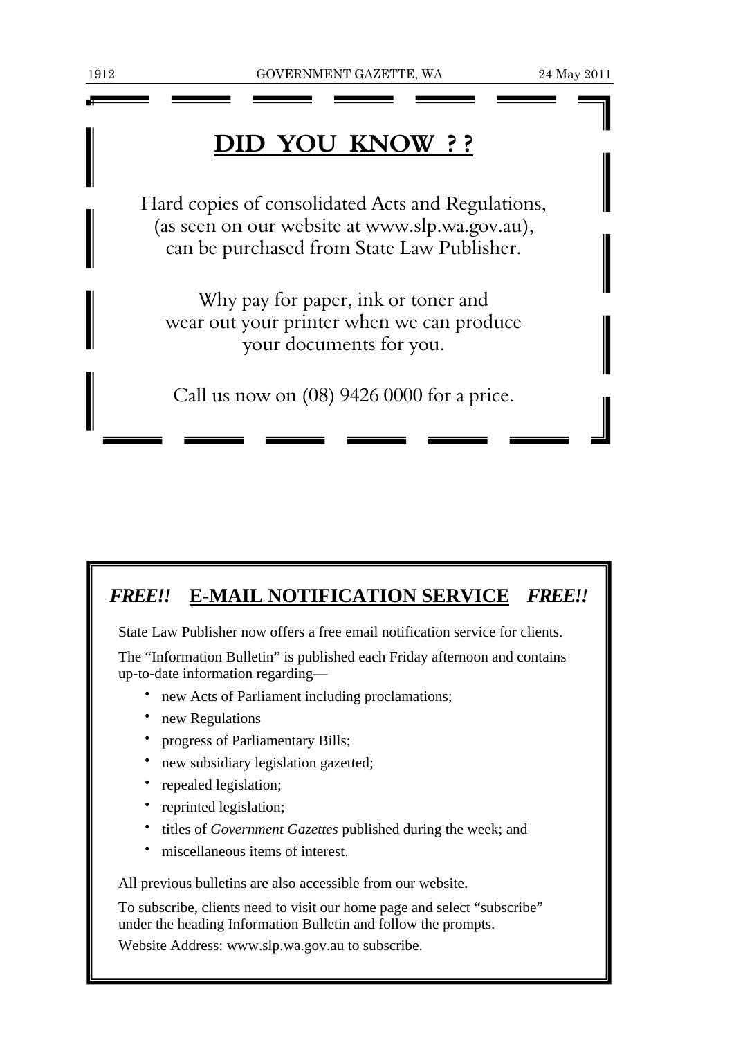## DID YOU KNOW ? ?

Hard copies of consolidated Acts and Regulations, (as seen on our website at www.slp.wa.gov.au), can be purchased from State Law Publisher.

Why pay for paper, ink or toner and wear out your printer when we can produce your documents for you.

Call us now on (08) 9426 0000 for a price.

## *FREE!!* E-MAIL NOTIFICATION SERVICE *FREE!!*

State Law Publisher now offers a free email notification service for clients.

The "Information Bulletin" is published each Friday afternoon and contains up-to-date information regarding—

- new Acts of Parliament including proclamations;
- new Regulations
- progress of Parliamentary Bills;
- new subsidiary legislation gazetted;
- repealed legislation;
- reprinted legislation;
- titles of *Government Gazettes* published during the week; and
- miscellaneous items of interest.

All previous bulletins are also accessible from our website.

To subscribe, clients need to visit our home page and select "subscribe" under the heading Information Bulletin and follow the prompts.

Website Address: www.slp.wa.gov.au to subscribe.